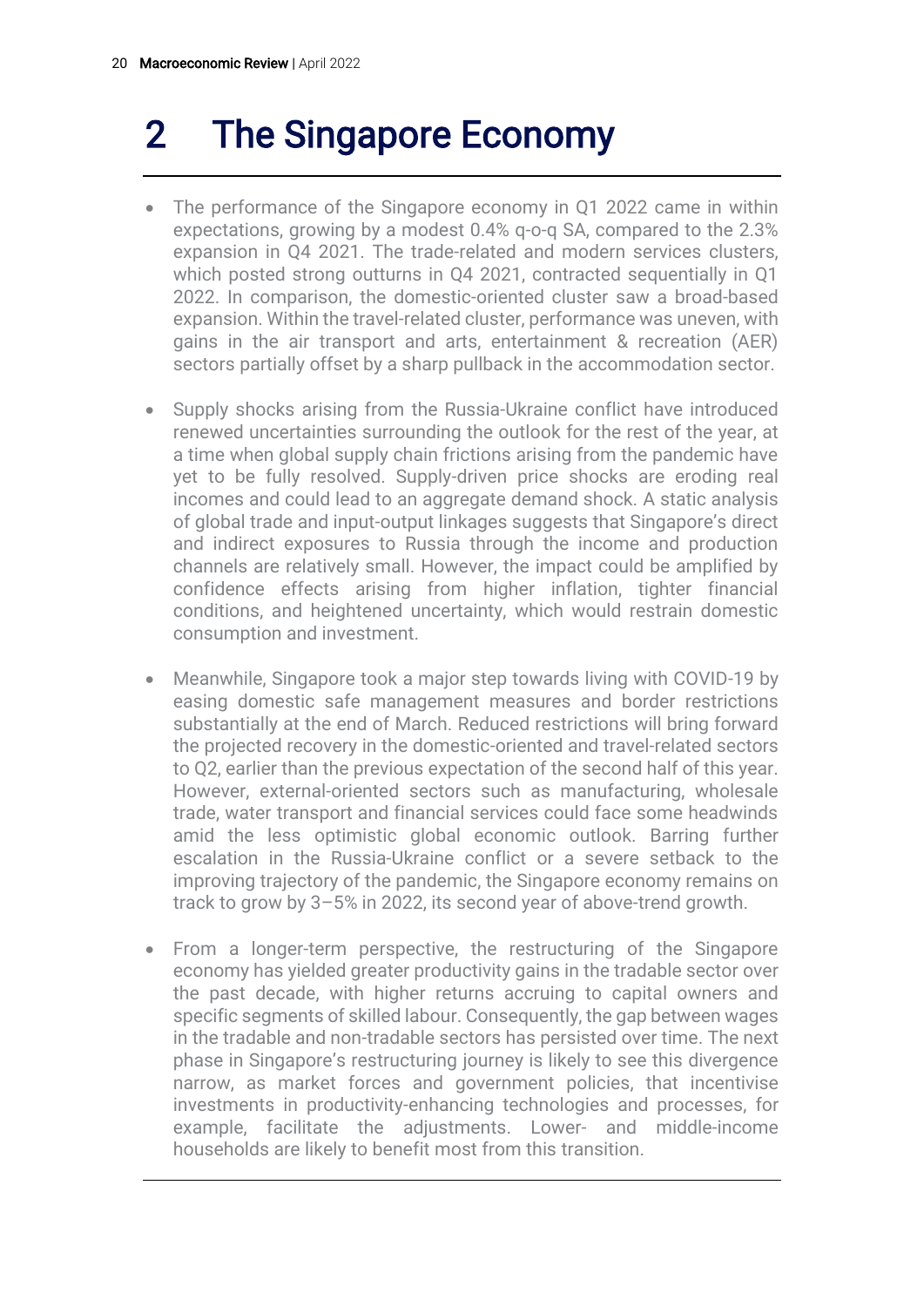# 2 The Singapore Economy

- The performance of the Singapore economy in Q1 2022 came in within expectations, growing by a modest 0.4% q-o-q SA, compared to the 2.3% expansion in Q4 2021. The trade-related and modern services clusters, which posted strong outturns in Q4 2021, contracted sequentially in Q1 2022. In comparison, the domestic-oriented cluster saw a broad-based expansion. Within the travel-related cluster, performance was uneven, with gains in the air transport and arts, entertainment & recreation (AER) sectors partially offset by a sharp pullback in the accommodation sector.

- Supply shocks arising from the Russia-Ukraine conflict have introduced renewed uncertainties surrounding the outlook for the rest of the year, at a time when global supply chain frictions arising from the pandemic have yet to be fully resolved. Supply-driven price shocks are eroding real incomes and could lead to an aggregate demand shock. A static analysis of global trade and input-output linkages suggests that Singapore's direct and indirect exposures to Russia through the income and production channels are relatively small. However, the impact could be amplified by confidence effects arising from higher inflation, tighter financial conditions, and heightened uncertainty, which would restrain domestic consumption and investment.

- Meanwhile, Singapore took a major step towards living with COVID-19 by easing domestic safe management measures and border restrictions substantially at the end of March. Reduced restrictions will bring forward the projected recovery in the domestic-oriented and travel-related sectors to Q2, earlier than the previous expectation of the second half of this year. However, external-oriented sectors such as manufacturing, wholesale trade, water transport and financial services could face some headwinds amid the less optimistic global economic outlook. Barring further escalation in the Russia-Ukraine conflict or a severe setback to the improving trajectory of the pandemic, the Singapore economy remains on track to grow by 3–5% in 2022, its second year of above-trend growth.

- From a longer-term perspective, the restructuring of the Singapore economy has yielded greater productivity gains in the tradable sector over the past decade, with higher returns accruing to capital owners and specific segments of skilled labour. Consequently, the gap between wages in the tradable and non-tradable sectors has persisted over time. The next phase in Singapore's restructuring journey is likely to see this divergence narrow, as market forces and government policies, that incentivise investments in productivity-enhancing technologies and processes, for example, facilitate the adjustments. Lower- and middle-income households are likely to benefit most from this transition.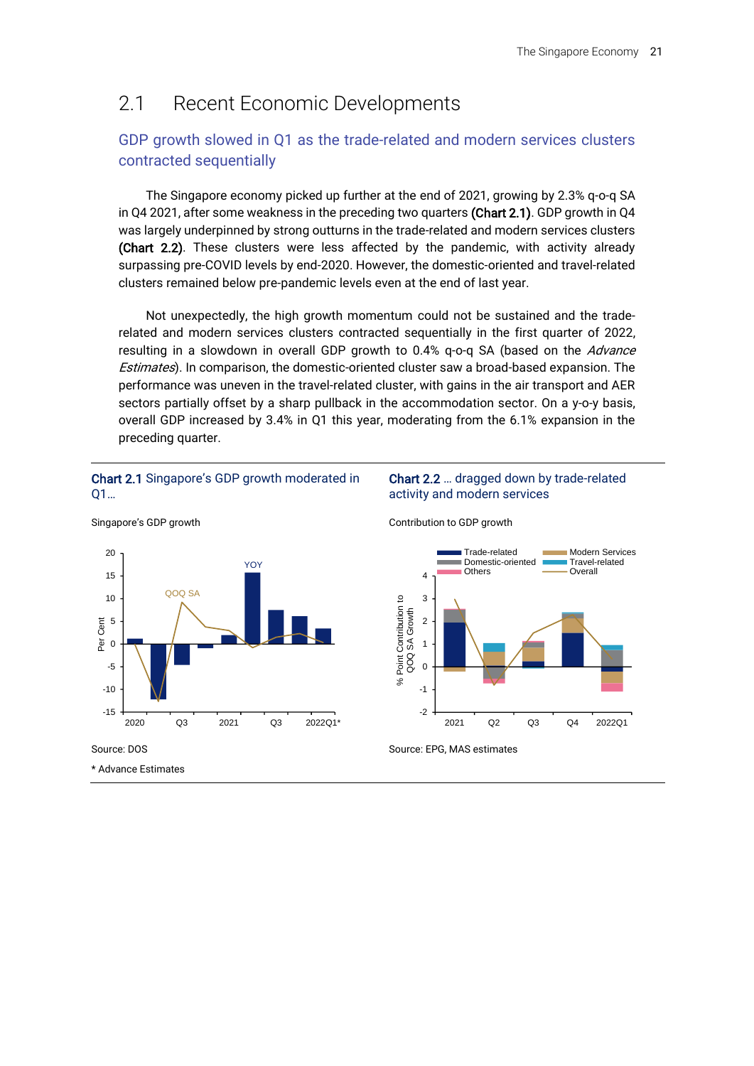## 2.1 Recent Economic Developments

### GDP growth slowed in Q1 as the trade-related and modern services clusters contracted sequentially

The Singapore economy picked up further at the end of 2021, growing by 2.3% q-o-q SA in Q4 2021, after some weakness in the preceding two quarters **(Chart 2.1)**. GDP growth in Q4 was largely underpinned by strong outturns in the trade-related and modern services clusters **(Chart 2.2)**. These clusters were less affected by the pandemic, with activity already surpassing pre-COVID levels by end-2020. However, the domestic-oriented and travel-related clusters remained below pre-pandemic levels even at the end of last year.

Not unexpectedly, the high growth momentum could not be sustained and the trade-related and modern services clusters contracted sequentially in the first quarter of 2022, resulting in a slowdown in overall GDP growth to 0.4% q-o-q SA (based on the *Advance Estimates*). In comparison, the domestic-oriented cluster saw a broad-based expansion. The performance was uneven in the travel-related cluster, with gains in the air transport and AER sectors partially offset by a sharp pullback in the accommodation sector. On a y-o-y basis, overall GDP increased by 3.4% in Q1 this year, moderating from the 6.1% expansion in the preceding quarter.

**Chart 2.1** Singapore's GDP growth moderated in Q1…

Singapore's GDP growth

Source: DOS

\* Advance Estimates

**Chart 2.2** … dragged down by trade-related activity and modern services

Contribution to GDP growth

Source: EPG, MAS estimates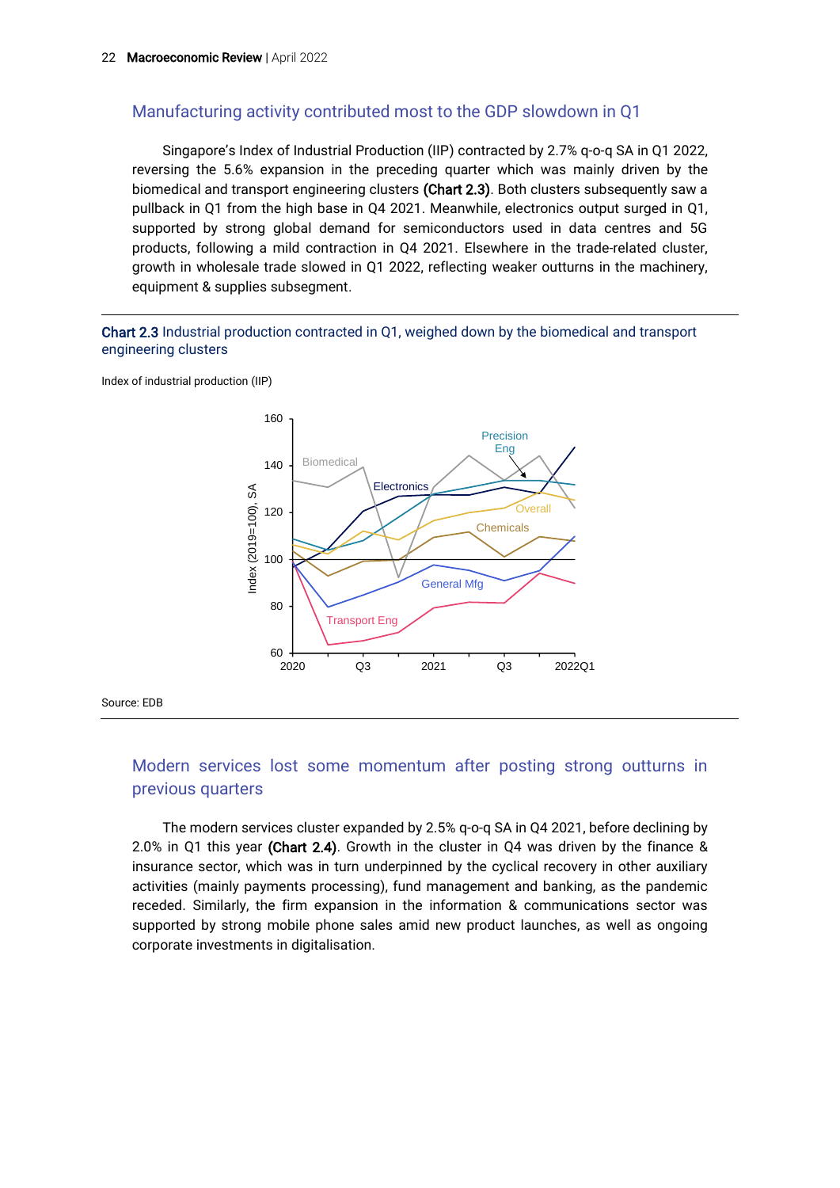## Manufacturing activity contributed most to the GDP slowdown in Q1

Singapore's Index of Industrial Production (IIP) contracted by 2.7% q-o-q SA in Q1 2022, reversing the 5.6% expansion in the preceding quarter which was mainly driven by the biomedical and transport engineering clusters **(Chart 2.3)**. Both clusters subsequently saw a pullback in Q1 from the high base in Q4 2021. Meanwhile, electronics output surged in Q1, supported by strong global demand for semiconductors used in data centres and 5G products, following a mild contraction in Q4 2021. Elsewhere in the trade-related cluster, growth in wholesale trade slowed in Q1 2022, reflecting weaker outturns in the machinery, equipment & supplies subsegment.

**Chart 2.3** Industrial production contracted in Q1, weighed down by the biomedical and transport engineering clusters

Index of industrial production (IIP)

Source: EDB

## Modern services lost some momentum after posting strong outturns in previous quarters

The modern services cluster expanded by 2.5% q-o-q SA in Q4 2021, before declining by 2.0% in Q1 this year **(Chart 2.4)**. Growth in the cluster in Q4 was driven by the finance & insurance sector, which was in turn underpinned by the cyclical recovery in other auxiliary activities (mainly payments processing), fund management and banking, as the pandemic receded. Similarly, the firm expansion in the information & communications sector was supported by strong mobile phone sales amid new product launches, as well as ongoing corporate investments in digitalisation.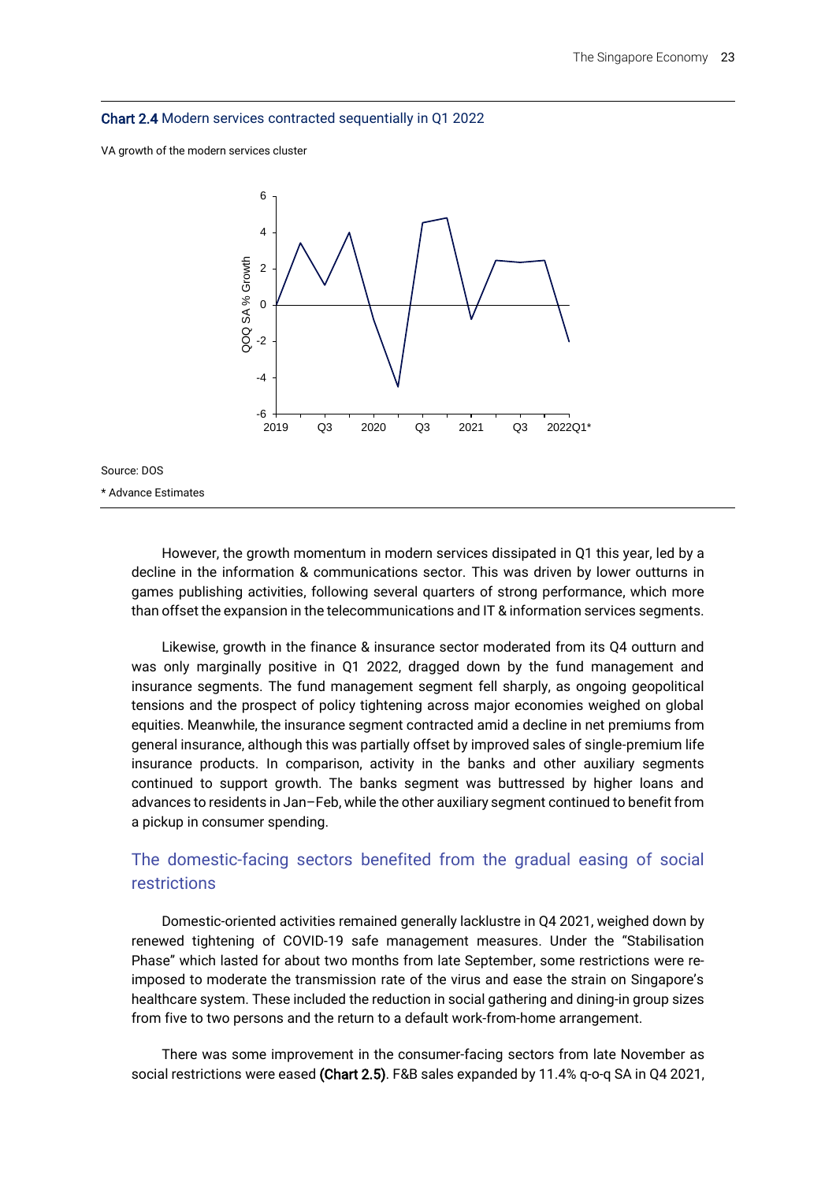**Chart 2.4** Modern services contracted sequentially in Q1 2022

VA growth of the modern services cluster

Source: DOS

\* Advance Estimates

However, the growth momentum in modern services dissipated in Q1 this year, led by a decline in the information & communications sector. This was driven by lower outturns in games publishing activities, following several quarters of strong performance, which more than offset the expansion in the telecommunications and IT & information services segments.

Likewise, growth in the finance & insurance sector moderated from its Q4 outturn and was only marginally positive in Q1 2022, dragged down by the fund management and insurance segments. The fund management segment fell sharply, as ongoing geopolitical tensions and the prospect of policy tightening across major economies weighed on global equities. Meanwhile, the insurance segment contracted amid a decline in net premiums from general insurance, although this was partially offset by improved sales of single-premium life insurance products. In comparison, activity in the banks and other auxiliary segments continued to support growth. The banks segment was buttressed by higher loans and advances to residents in Jan–Feb, while the other auxiliary segment continued to benefit from a pickup in consumer spending.

## The domestic-facing sectors benefited from the gradual easing of social restrictions

Domestic-oriented activities remained generally lacklustre in Q4 2021, weighed down by renewed tightening of COVID-19 safe management measures. Under the "Stabilisation Phase" which lasted for about two months from late September, some restrictions were re-imposed to moderate the transmission rate of the virus and ease the strain on Singapore's healthcare system. These included the reduction in social gathering and dining-in group sizes from five to two persons and the return to a default work-from-home arrangement.

There was some improvement in the consumer-facing sectors from late November as social restrictions were eased **(Chart 2.5)**. F&B sales expanded by 11.4% q-o-q SA in Q4 2021,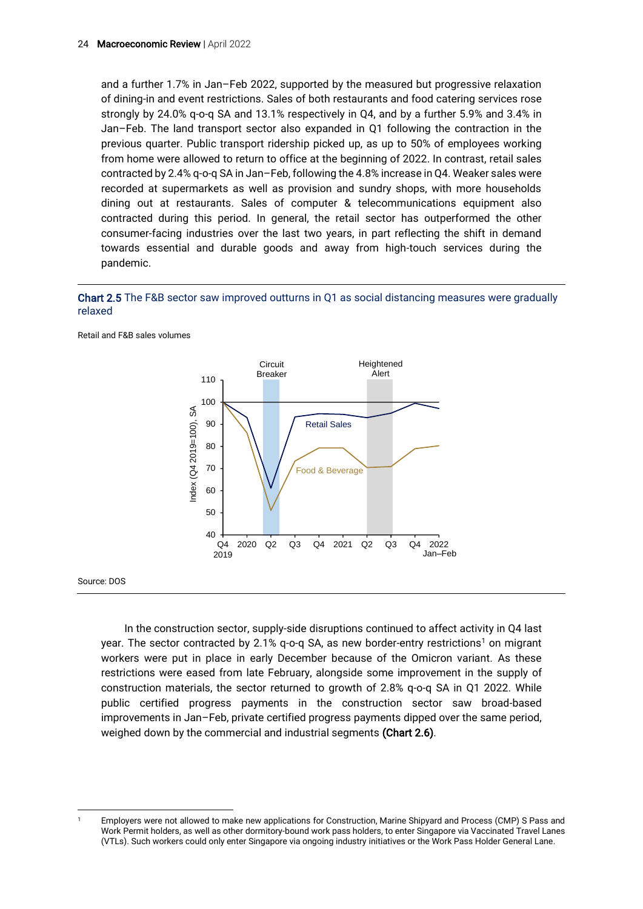and a further 1.7% in Jan–Feb 2022, supported by the measured but progressive relaxation of dining-in and event restrictions. Sales of both restaurants and food catering services rose strongly by 24.0% q-o-q SA and 13.1% respectively in Q4, and by a further 5.9% and 3.4% in Jan–Feb. The land transport sector also expanded in Q1 following the contraction in the previous quarter. Public transport ridership picked up, as up to 50% of employees working from home were allowed to return to office at the beginning of 2022. In contrast, retail sales contracted by 2.4% q-o-q SA in Jan–Feb, following the 4.8% increase in Q4. Weaker sales were recorded at supermarkets as well as provision and sundry shops, with more households dining out at restaurants. Sales of computer & telecommunications equipment also contracted during this period. In general, the retail sector has outperformed the other consumer-facing industries over the last two years, in part reflecting the shift in demand towards essential and durable goods and away from high-touch services during the pandemic.

**Chart 2.5** The F&B sector saw improved outturns in Q1 as social distancing measures were gradually relaxed

Retail and F&B sales volumes

Source: DOS

In the construction sector, supply-side disruptions continued to affect activity in Q4 last year. The sector contracted by 2.1% q-o-q SA, as new border-entry restrictions[1] on migrant workers were put in place in early December because of the Omicron variant. As these restrictions were eased from late February, alongside some improvement in the supply of construction materials, the sector returned to growth of 2.8% q-o-q SA in Q1 2022. While public certified progress payments in the construction sector saw broad-based improvements in Jan–Feb, private certified progress payments dipped over the same period, weighed down by the commercial and industrial segments **(Chart 2.6)**.

[1] Employers were not allowed to make new applications for Construction, Marine Shipyard and Process (CMP) S Pass and Work Permit holders, as well as other dormitory-bound work pass holders, to enter Singapore via Vaccinated Travel Lanes (VTLs). Such workers could only enter Singapore via ongoing industry initiatives or the Work Pass Holder General Lane.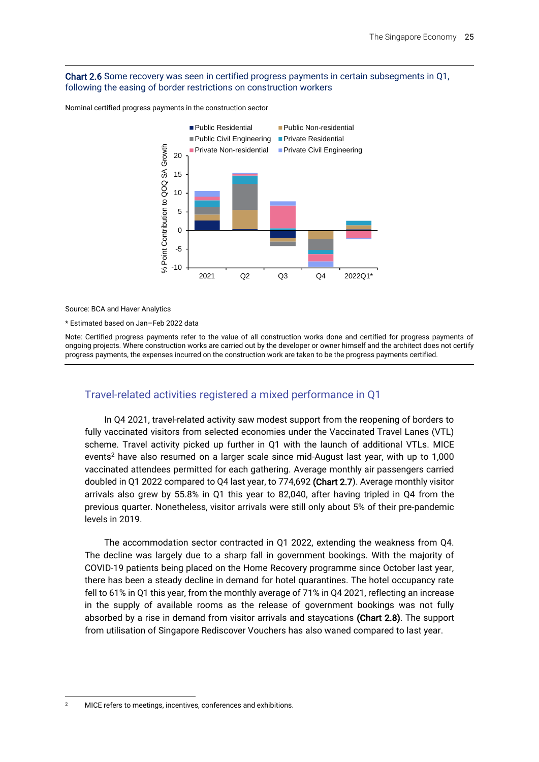**Chart 2.6** Some recovery was seen in certified progress payments in certain subsegments in Q1, following the easing of border restrictions on construction workers

Nominal certified progress payments in the construction sector

Source: BCA and Haver Analytics

\* Estimated based on Jan–Feb 2022 data

Note: Certified progress payments refer to the value of all construction works done and certified for progress payments of ongoing projects. Where construction works are carried out by the developer or owner himself and the architect does not certify progress payments, the expenses incurred on the construction work are taken to be the progress payments certified.

## Travel-related activities registered a mixed performance in Q1

In Q4 2021, travel-related activity saw modest support from the reopening of borders to fully vaccinated visitors from selected economies under the Vaccinated Travel Lanes (VTL) scheme. Travel activity picked up further in Q1 with the launch of additional VTLs. MICE events[2] have also resumed on a larger scale since mid-August last year, with up to 1,000 vaccinated attendees permitted for each gathering. Average monthly air passengers carried doubled in Q1 2022 compared to Q4 last year, to 774,692 **(Chart 2.7)**. Average monthly visitor arrivals also grew by 55.8% in Q1 this year to 82,040, after having tripled in Q4 from the previous quarter. Nonetheless, visitor arrivals were still only about 5% of their pre-pandemic levels in 2019.

The accommodation sector contracted in Q1 2022, extending the weakness from Q4. The decline was largely due to a sharp fall in government bookings. With the majority of COVID-19 patients being placed on the Home Recovery programme since October last year, there has been a steady decline in demand for hotel quarantines. The hotel occupancy rate fell to 61% in Q1 this year, from the monthly average of 71% in Q4 2021, reflecting an increase in the supply of available rooms as the release of government bookings was not fully absorbed by a rise in demand from visitor arrivals and staycations **(Chart 2.8)**. The support from utilisation of Singapore Rediscover Vouchers has also waned compared to last year.

[2] MICE refers to meetings, incentives, conferences and exhibitions.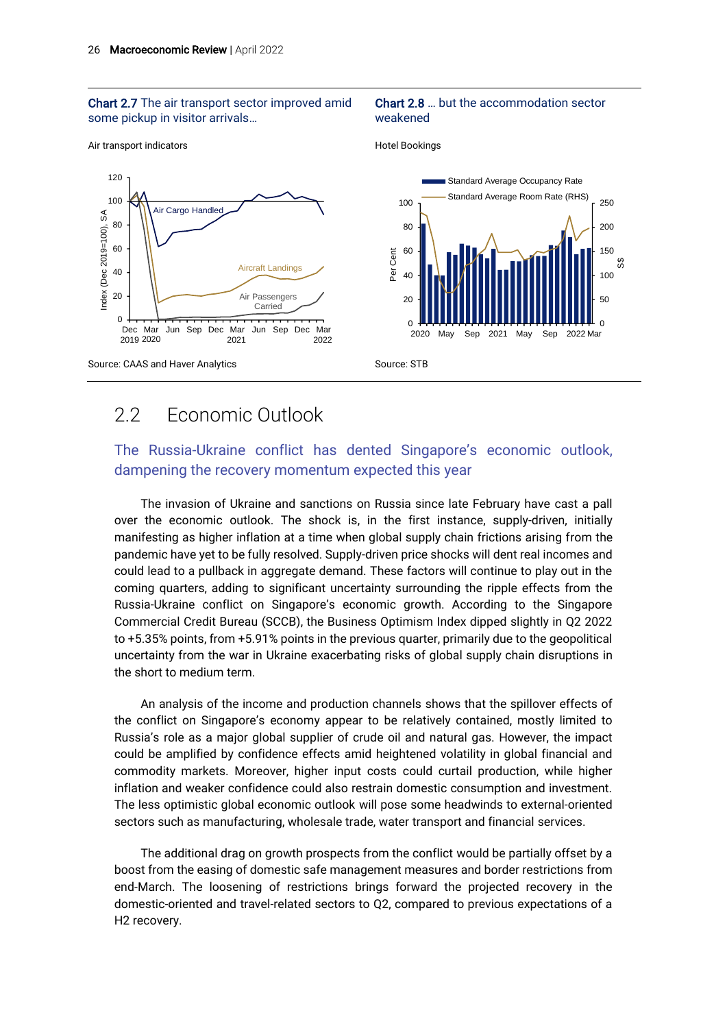**Chart 2.7** The air transport sector improved amid some pickup in visitor arrivals…

Air transport indicators

Source: CAAS and Haver Analytics

**Chart 2.8** … but the accommodation sector weakened

Hotel Bookings

Source: STB

## 2.2 Economic Outlook

### The Russia-Ukraine conflict has dented Singapore's economic outlook, dampening the recovery momentum expected this year

The invasion of Ukraine and sanctions on Russia since late February have cast a pall over the economic outlook. The shock is, in the first instance, supply-driven, initially manifesting as higher inflation at a time when global supply chain frictions arising from the pandemic have yet to be fully resolved. Supply-driven price shocks will dent real incomes and could lead to a pullback in aggregate demand. These factors will continue to play out in the coming quarters, adding to significant uncertainty surrounding the ripple effects from the Russia-Ukraine conflict on Singapore's economic growth. According to the Singapore Commercial Credit Bureau (SCCB), the Business Optimism Index dipped slightly in Q2 2022 to +5.35% points, from +5.91% points in the previous quarter, primarily due to the geopolitical uncertainty from the war in Ukraine exacerbating risks of global supply chain disruptions in the short to medium term.

An analysis of the income and production channels shows that the spillover effects of the conflict on Singapore's economy appear to be relatively contained, mostly limited to Russia's role as a major global supplier of crude oil and natural gas. However, the impact could be amplified by confidence effects amid heightened volatility in global financial and commodity markets. Moreover, higher input costs could curtail production, while higher inflation and weaker confidence could also restrain domestic consumption and investment. The less optimistic global economic outlook will pose some headwinds to external-oriented sectors such as manufacturing, wholesale trade, water transport and financial services.

The additional drag on growth prospects from the conflict would be partially offset by a boost from the easing of domestic safe management measures and border restrictions from end-March. The loosening of restrictions brings forward the projected recovery in the domestic-oriented and travel-related sectors to Q2, compared to previous expectations of a H2 recovery.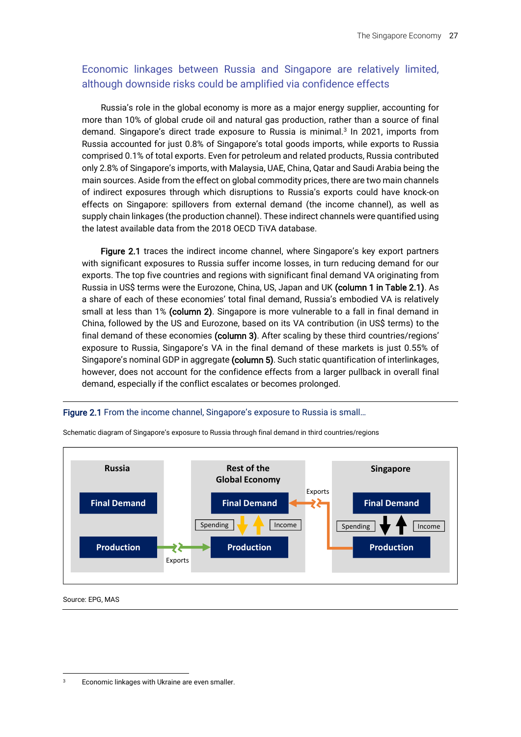## Economic linkages between Russia and Singapore are relatively limited, although downside risks could be amplified via confidence effects

Russia's role in the global economy is more as a major energy supplier, accounting for more than 10% of global crude oil and natural gas production, rather than a source of final demand. Singapore's direct trade exposure to Russia is minimal.[3] In 2021, imports from Russia accounted for just 0.8% of Singapore's total goods imports, while exports to Russia comprised 0.1% of total exports. Even for petroleum and related products, Russia contributed only 2.8% of Singapore's imports, with Malaysia, UAE, China, Qatar and Saudi Arabia being the main sources. Aside from the effect on global commodity prices, there are two main channels of indirect exposures through which disruptions to Russia's exports could have knock-on effects on Singapore: spillovers from external demand (the income channel), as well as supply chain linkages (the production channel). These indirect channels were quantified using the latest available data from the 2018 OECD TiVA database.

**Figure 2.1** traces the indirect income channel, where Singapore's key export partners with significant exposures to Russia suffer income losses, in turn reducing demand for our exports. The top five countries and regions with significant final demand VA originating from Russia in US$ terms were the Eurozone, China, US, Japan and UK (**column 1 in Table 2.1**). As a share of each of these economies' total final demand, Russia's embodied VA is relatively small at less than 1% (**column 2**). Singapore is more vulnerable to a fall in final demand in China, followed by the US and Eurozone, based on its VA contribution (in US$ terms) to the final demand of these economies (**column 3**). After scaling by these third countries/regions' exposure to Russia, Singapore's VA in the final demand of these markets is just 0.55% of Singapore's nominal GDP in aggregate (**column 5**). Such static quantification of interlinkages, however, does not account for the confidence effects from a larger pullback in overall final demand, especially if the conflict escalates or becomes prolonged.

**Figure 2.1** From the income channel, Singapore's exposure to Russia is small…

Schematic diagram of Singapore's exposure to Russia through final demand in third countries/regions

Russia: Final Demand; Production — Exports → Rest of the Global Economy: Final Demand; Spending; Income; Production — Exports → Singapore: Final Demand; Spending; Income; Production

Source: EPG, MAS

[3] Economic linkages with Ukraine are even smaller.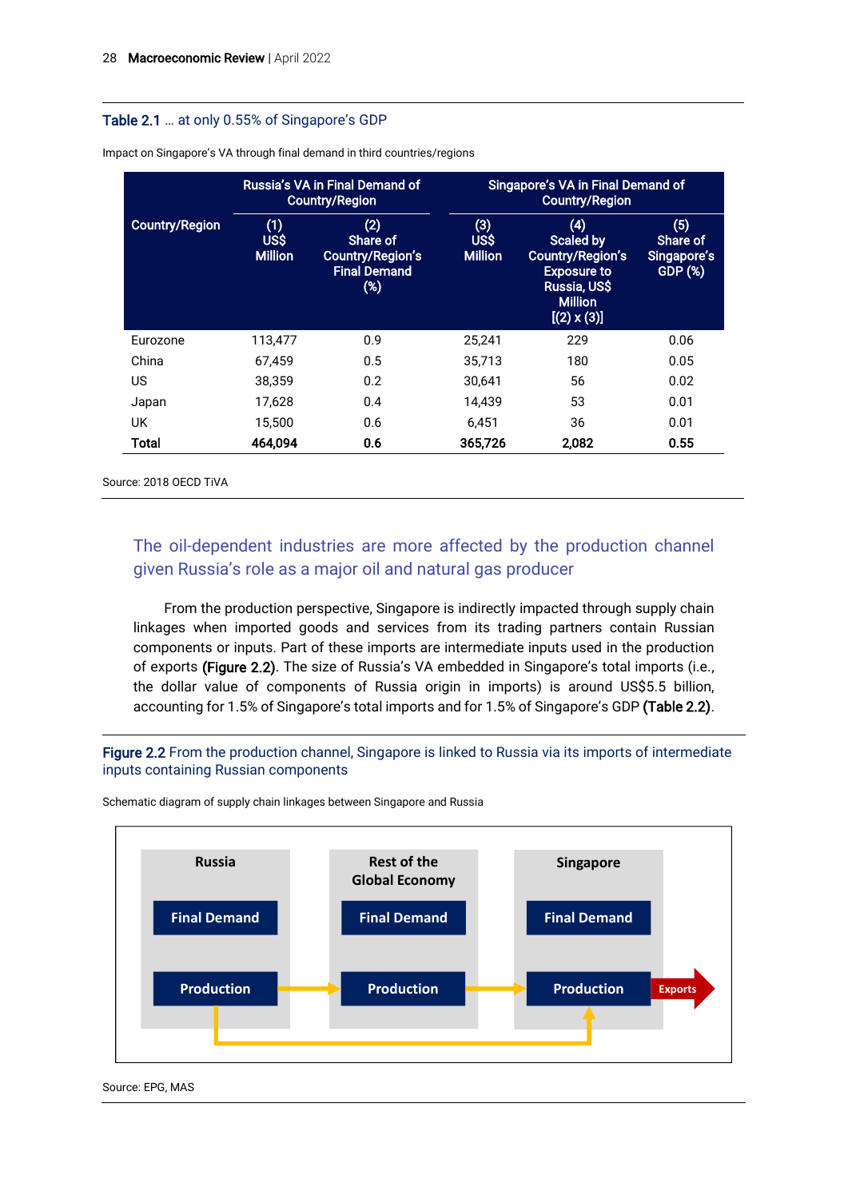**Table 2.1** … at only 0.55% of Singapore's GDP

Impact on Singapore's VA through final demand in third countries/regions

| Country/Region | Russia's VA in Final Demand of Country/Region | | Singapore's VA in Final Demand of Country/Region | | |
|---|---|---|---|---|---|
| | (1) US$ Million | (2) Share of Country/Region's Final Demand (%) | (3) US$ Million | (4) Scaled by Country/Region's Exposure to Russia, US$ Million [(2) x (3)] | (5) Share of Singapore's GDP (%) |
| Eurozone | 113,477 | 0.9 | 25,241 | 229 | 0.06 |
| China | 67,459 | 0.5 | 35,713 | 180 | 0.05 |
| US | 38,359 | 0.2 | 30,641 | 56 | 0.02 |
| Japan | 17,628 | 0.4 | 14,439 | 53 | 0.01 |
| UK | 15,500 | 0.6 | 6,451 | 36 | 0.01 |
| **Total** | **464,094** | **0.6** | **365,726** | **2,082** | **0.55** |

Source: 2018 OECD TiVA

## The oil-dependent industries are more affected by the production channel given Russia's role as a major oil and natural gas producer

From the production perspective, Singapore is indirectly impacted through supply chain linkages when imported goods and services from its trading partners contain Russian components or inputs. Part of these imports are intermediate inputs used in the production of exports **(Figure 2.2)**. The size of Russia's VA embedded in Singapore's total imports (i.e., the dollar value of components of Russia origin in imports) is around US$5.5 billion, accounting for 1.5% of Singapore's total imports and for 1.5% of Singapore's GDP **(Table 2.2)**.

**Figure 2.2** From the production channel, Singapore is linked to Russia via its imports of intermediate inputs containing Russian components

Schematic diagram of supply chain linkages between Singapore and Russia

Russia: Final Demand, Production → Rest of the Global Economy: Final Demand, Production → Singapore: Final Demand, Production → Exports

Source: EPG, MAS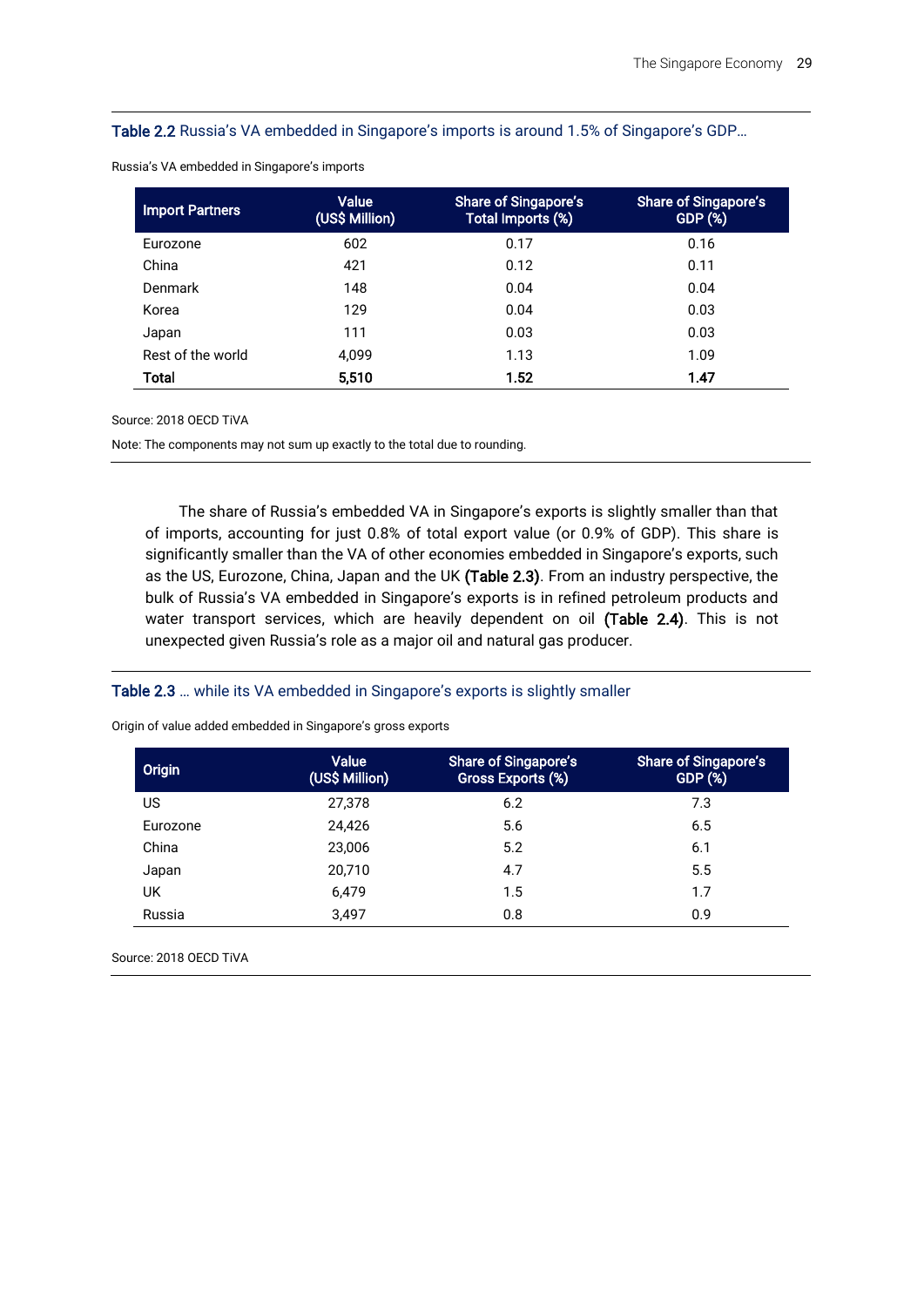**Table 2.2** Russia's VA embedded in Singapore's imports is around 1.5% of Singapore's GDP…

Russia's VA embedded in Singapore's imports

| Import Partners | Value (US$ Million) | Share of Singapore's Total Imports (%) | Share of Singapore's GDP (%) |
|---|---|---|---|
| Eurozone | 602 | 0.17 | 0.16 |
| China | 421 | 0.12 | 0.11 |
| Denmark | 148 | 0.04 | 0.04 |
| Korea | 129 | 0.04 | 0.03 |
| Japan | 111 | 0.03 | 0.03 |
| Rest of the world | 4,099 | 1.13 | 1.09 |
| **Total** | **5,510** | **1.52** | **1.47** |

Source: 2018 OECD TiVA

Note: The components may not sum up exactly to the total due to rounding.

The share of Russia's embedded VA in Singapore's exports is slightly smaller than that of imports, accounting for just 0.8% of total export value (or 0.9% of GDP). This share is significantly smaller than the VA of other economies embedded in Singapore's exports, such as the US, Eurozone, China, Japan and the UK **(Table 2.3)**. From an industry perspective, the bulk of Russia's VA embedded in Singapore's exports is in refined petroleum products and water transport services, which are heavily dependent on oil **(Table 2.4)**. This is not unexpected given Russia's role as a major oil and natural gas producer.

**Table 2.3** … while its VA embedded in Singapore's exports is slightly smaller

Origin of value added embedded in Singapore's gross exports

| Origin | Value (US$ Million) | Share of Singapore's Gross Exports (%) | Share of Singapore's GDP (%) |
|---|---|---|---|
| US | 27,378 | 6.2 | 7.3 |
| Eurozone | 24,426 | 5.6 | 6.5 |
| China | 23,006 | 5.2 | 6.1 |
| Japan | 20,710 | 4.7 | 5.5 |
| UK | 6,479 | 1.5 | 1.7 |
| Russia | 3,497 | 0.8 | 0.9 |

Source: 2018 OECD TiVA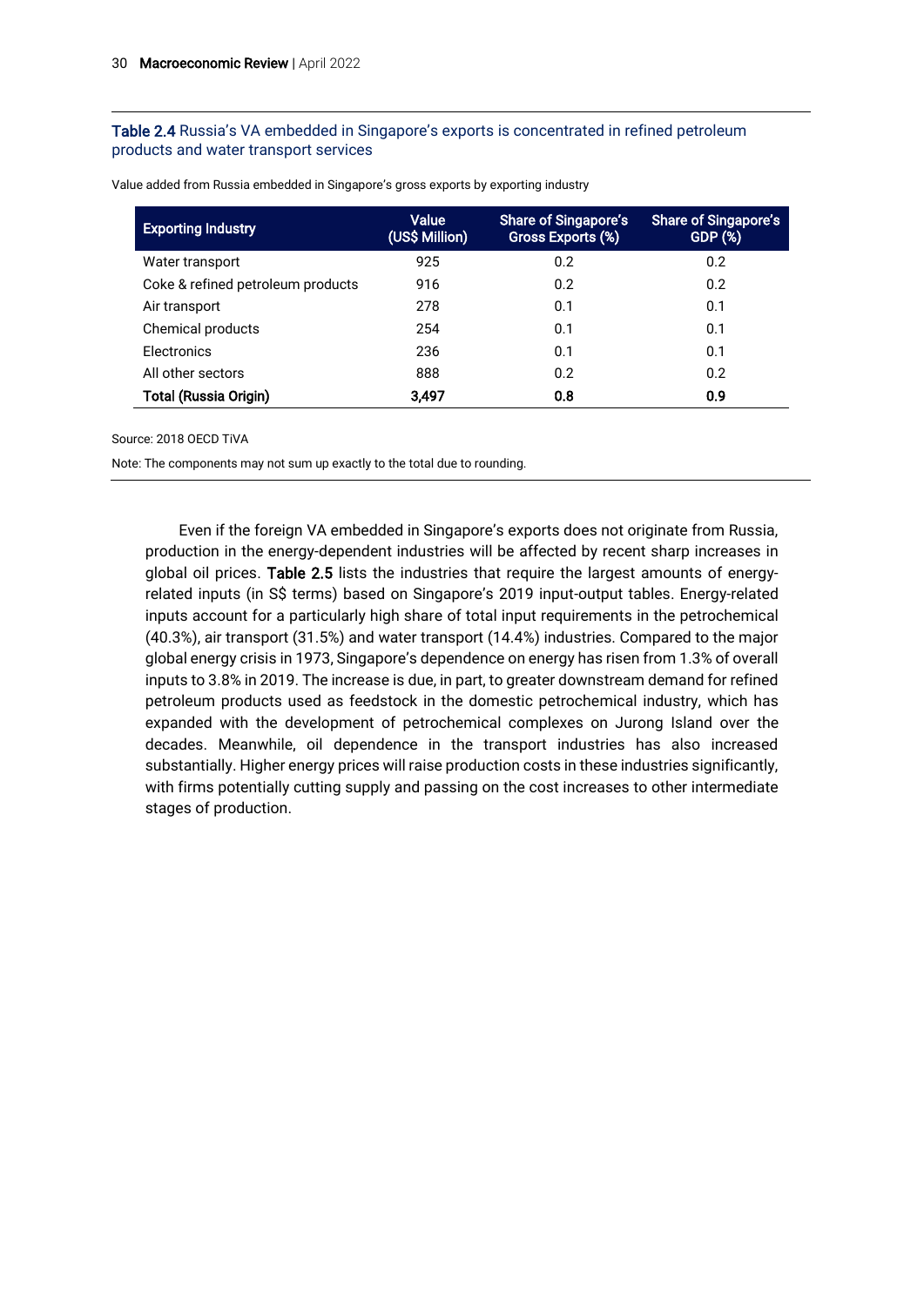**Table 2.4** Russia's VA embedded in Singapore's exports is concentrated in refined petroleum products and water transport services

Value added from Russia embedded in Singapore's gross exports by exporting industry

| Exporting Industry | Value (US$ Million) | Share of Singapore's Gross Exports (%) | Share of Singapore's GDP (%) |
|---|---|---|---|
| Water transport | 925 | 0.2 | 0.2 |
| Coke & refined petroleum products | 916 | 0.2 | 0.2 |
| Air transport | 278 | 0.1 | 0.1 |
| Chemical products | 254 | 0.1 | 0.1 |
| Electronics | 236 | 0.1 | 0.1 |
| All other sectors | 888 | 0.2 | 0.2 |
| **Total (Russia Origin)** | **3,497** | **0.8** | **0.9** |

Source: 2018 OECD TiVA

Note: The components may not sum up exactly to the total due to rounding.

Even if the foreign VA embedded in Singapore's exports does not originate from Russia, production in the energy-dependent industries will be affected by recent sharp increases in global oil prices. **Table 2.5** lists the industries that require the largest amounts of energy-related inputs (in S$ terms) based on Singapore's 2019 input-output tables. Energy-related inputs account for a particularly high share of total input requirements in the petrochemical (40.3%), air transport (31.5%) and water transport (14.4%) industries. Compared to the major global energy crisis in 1973, Singapore's dependence on energy has risen from 1.3% of overall inputs to 3.8% in 2019. The increase is due, in part, to greater downstream demand for refined petroleum products used as feedstock in the domestic petrochemical industry, which has expanded with the development of petrochemical complexes on Jurong Island over the decades. Meanwhile, oil dependence in the transport industries has also increased substantially. Higher energy prices will raise production costs in these industries significantly, with firms potentially cutting supply and passing on the cost increases to other intermediate stages of production.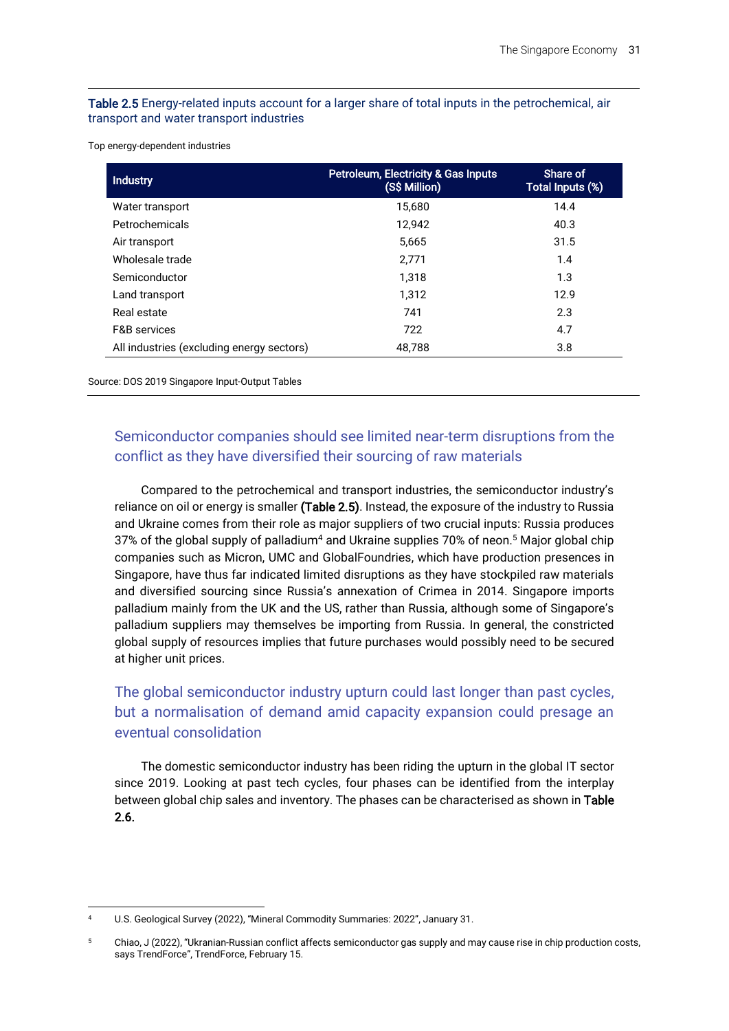**Table 2.5** Energy-related inputs account for a larger share of total inputs in the petrochemical, air transport and water transport industries

Top energy-dependent industries

| Industry | Petroleum, Electricity & Gas Inputs (S$ Million) | Share of Total Inputs (%) |
|---|---|---|
| Water transport | 15,680 | 14.4 |
| Petrochemicals | 12,942 | 40.3 |
| Air transport | 5,665 | 31.5 |
| Wholesale trade | 2,771 | 1.4 |
| Semiconductor | 1,318 | 1.3 |
| Land transport | 1,312 | 12.9 |
| Real estate | 741 | 2.3 |
| F&B services | 722 | 4.7 |
| All industries (excluding energy sectors) | 48,788 | 3.8 |

Source: DOS 2019 Singapore Input-Output Tables

## Semiconductor companies should see limited near-term disruptions from the conflict as they have diversified their sourcing of raw materials

Compared to the petrochemical and transport industries, the semiconductor industry's reliance on oil or energy is smaller **(Table 2.5)**. Instead, the exposure of the industry to Russia and Ukraine comes from their role as major suppliers of two crucial inputs: Russia produces 37% of the global supply of palladium[4] and Ukraine supplies 70% of neon.[5] Major global chip companies such as Micron, UMC and GlobalFoundries, which have production presences in Singapore, have thus far indicated limited disruptions as they have stockpiled raw materials and diversified sourcing since Russia's annexation of Crimea in 2014. Singapore imports palladium mainly from the UK and the US, rather than Russia, although some of Singapore's palladium suppliers may themselves be importing from Russia. In general, the constricted global supply of resources implies that future purchases would possibly need to be secured at higher unit prices.

## The global semiconductor industry upturn could last longer than past cycles, but a normalisation of demand amid capacity expansion could presage an eventual consolidation

The domestic semiconductor industry has been riding the upturn in the global IT sector since 2019. Looking at past tech cycles, four phases can be identified from the interplay between global chip sales and inventory. The phases can be characterised as shown in **Table 2.6.**

[4] U.S. Geological Survey (2022), "Mineral Commodity Summaries: 2022", January 31.

[5] Chiao, J (2022), "Ukranian-Russian conflict affects semiconductor gas supply and may cause rise in chip production costs, says TrendForce", TrendForce, February 15.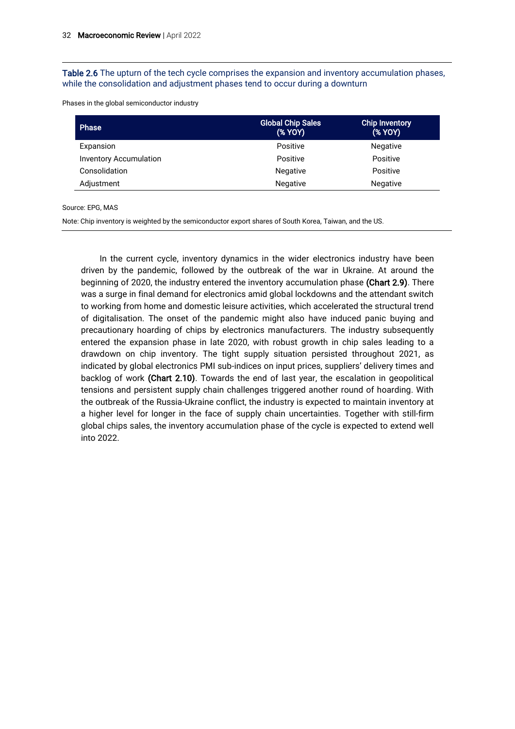**Table 2.6** The upturn of the tech cycle comprises the expansion and inventory accumulation phases, while the consolidation and adjustment phases tend to occur during a downturn

Phases in the global semiconductor industry

| Phase | Global Chip Sales (% YOY) | Chip Inventory (% YOY) |
|---|---|---|
| Expansion | Positive | Negative |
| Inventory Accumulation | Positive | Positive |
| Consolidation | Negative | Positive |
| Adjustment | Negative | Negative |

Source: EPG, MAS

Note: Chip inventory is weighted by the semiconductor export shares of South Korea, Taiwan, and the US.

In the current cycle, inventory dynamics in the wider electronics industry have been driven by the pandemic, followed by the outbreak of the war in Ukraine. At around the beginning of 2020, the industry entered the inventory accumulation phase **(Chart 2.9)**. There was a surge in final demand for electronics amid global lockdowns and the attendant switch to working from home and domestic leisure activities, which accelerated the structural trend of digitalisation. The onset of the pandemic might also have induced panic buying and precautionary hoarding of chips by electronics manufacturers. The industry subsequently entered the expansion phase in late 2020, with robust growth in chip sales leading to a drawdown on chip inventory. The tight supply situation persisted throughout 2021, as indicated by global electronics PMI sub-indices on input prices, suppliers' delivery times and backlog of work **(Chart 2.10)**. Towards the end of last year, the escalation in geopolitical tensions and persistent supply chain challenges triggered another round of hoarding. With the outbreak of the Russia-Ukraine conflict, the industry is expected to maintain inventory at a higher level for longer in the face of supply chain uncertainties. Together with still-firm global chips sales, the inventory accumulation phase of the cycle is expected to extend well into 2022.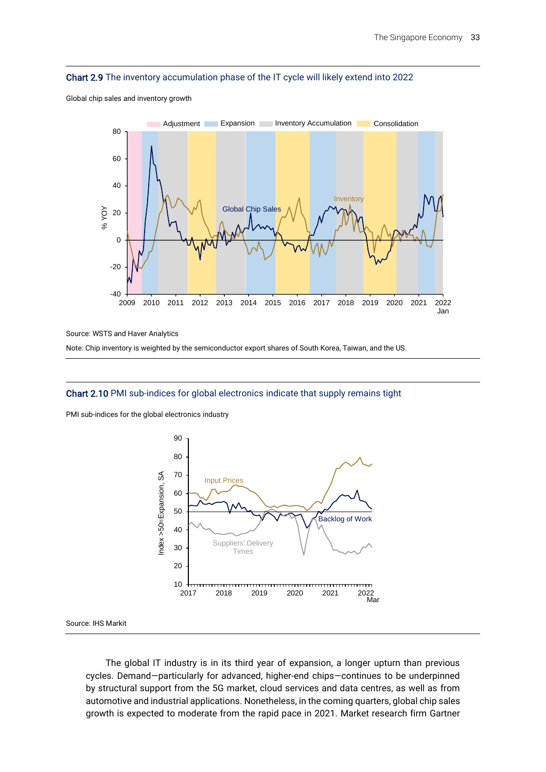**Chart 2.9** The inventory accumulation phase of the IT cycle will likely extend into 2022

Global chip sales and inventory growth

Source: WSTS and Haver Analytics

Note: Chip inventory is weighted by the semiconductor export shares of South Korea, Taiwan, and the US.

**Chart 2.10** PMI sub-indices for global electronics indicate that supply remains tight

PMI sub-indices for the global electronics industry

Source: IHS Markit

The global IT industry is in its third year of expansion, a longer upturn than previous cycles. Demand—particularly for advanced, higher-end chips—continues to be underpinned by structural support from the 5G market, cloud services and data centres, as well as from automotive and industrial applications. Nonetheless, in the coming quarters, global chip sales growth is expected to moderate from the rapid pace in 2021. Market research firm Gartner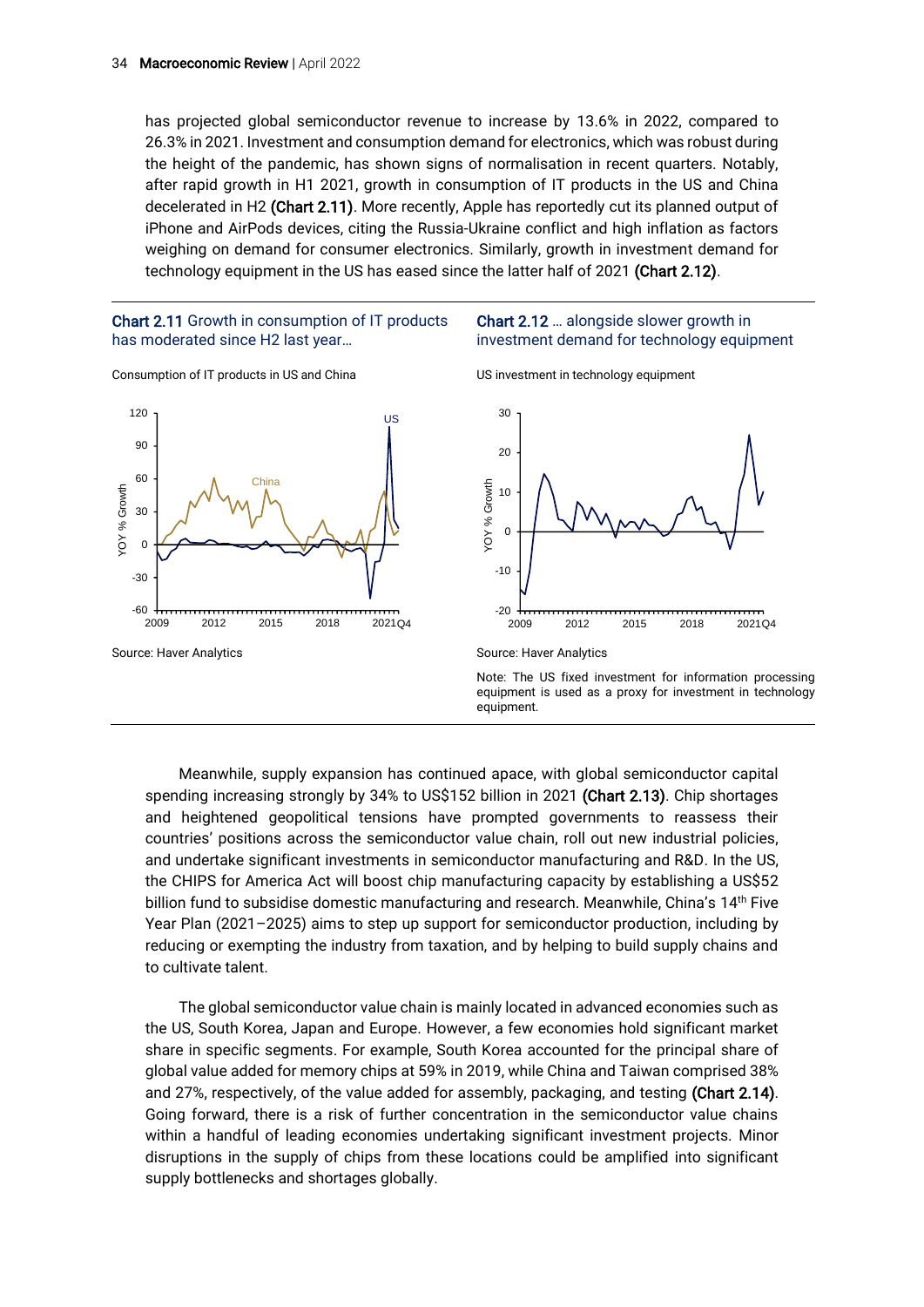has projected global semiconductor revenue to increase by 13.6% in 2022, compared to 26.3% in 2021. Investment and consumption demand for electronics, which was robust during the height of the pandemic, has shown signs of normalisation in recent quarters. Notably, after rapid growth in H1 2021, growth in consumption of IT products in the US and China decelerated in H2 **(Chart 2.11)**. More recently, Apple has reportedly cut its planned output of iPhone and AirPods devices, citing the Russia-Ukraine conflict and high inflation as factors weighing on demand for consumer electronics. Similarly, growth in investment demand for technology equipment in the US has eased since the latter half of 2021 **(Chart 2.12)**.

**Chart 2.11** Growth in consumption of IT products has moderated since H2 last year…

Consumption of IT products in US and China

Source: Haver Analytics

**Chart 2.12** … alongside slower growth in investment demand for technology equipment

US investment in technology equipment

Source: Haver Analytics

Note: The US fixed investment for information processing equipment is used as a proxy for investment in technology equipment.

Meanwhile, supply expansion has continued apace, with global semiconductor capital spending increasing strongly by 34% to US$152 billion in 2021 **(Chart 2.13)**. Chip shortages and heightened geopolitical tensions have prompted governments to reassess their countries' positions across the semiconductor value chain, roll out new industrial policies, and undertake significant investments in semiconductor manufacturing and R&D. In the US, the CHIPS for America Act will boost chip manufacturing capacity by establishing a US$52 billion fund to subsidise domestic manufacturing and research. Meanwhile, China's 14th Five Year Plan (2021–2025) aims to step up support for semiconductor production, including by reducing or exempting the industry from taxation, and by helping to build supply chains and to cultivate talent.

The global semiconductor value chain is mainly located in advanced economies such as the US, South Korea, Japan and Europe. However, a few economies hold significant market share in specific segments. For example, South Korea accounted for the principal share of global value added for memory chips at 59% in 2019, while China and Taiwan comprised 38% and 27%, respectively, of the value added for assembly, packaging, and testing **(Chart 2.14)**. Going forward, there is a risk of further concentration in the semiconductor value chains within a handful of leading economies undertaking significant investment projects. Minor disruptions in the supply of chips from these locations could be amplified into significant supply bottlenecks and shortages globally.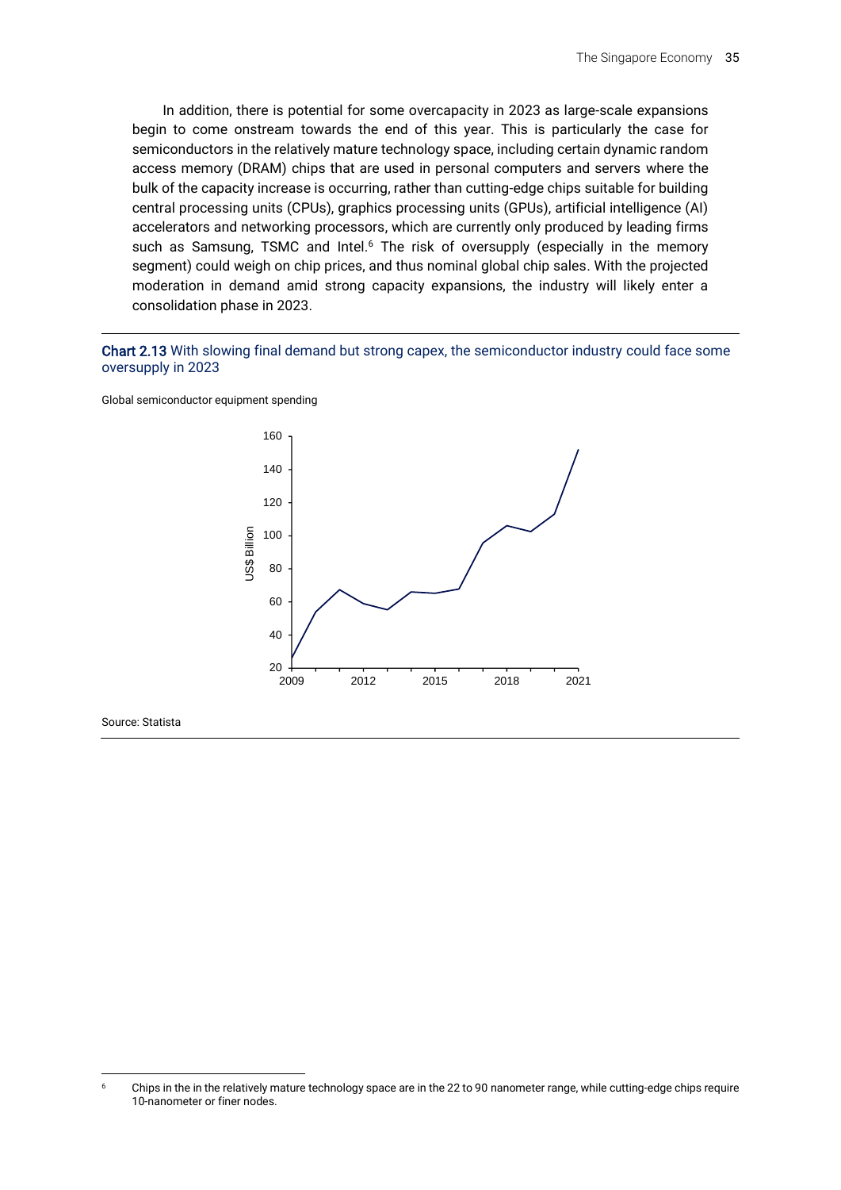In addition, there is potential for some overcapacity in 2023 as large-scale expansions begin to come onstream towards the end of this year. This is particularly the case for semiconductors in the relatively mature technology space, including certain dynamic random access memory (DRAM) chips that are used in personal computers and servers where the bulk of the capacity increase is occurring, rather than cutting-edge chips suitable for building central processing units (CPUs), graphics processing units (GPUs), artificial intelligence (AI) accelerators and networking processors, which are currently only produced by leading firms such as Samsung, TSMC and Intel.[6] The risk of oversupply (especially in the memory segment) could weigh on chip prices, and thus nominal global chip sales. With the projected moderation in demand amid strong capacity expansions, the industry will likely enter a consolidation phase in 2023.

**Chart 2.13** With slowing final demand but strong capex, the semiconductor industry could face some oversupply in 2023

Global semiconductor equipment spending

Source: Statista

[6] Chips in the in the relatively mature technology space are in the 22 to 90 nanometer range, while cutting-edge chips require 10-nanometer or finer nodes.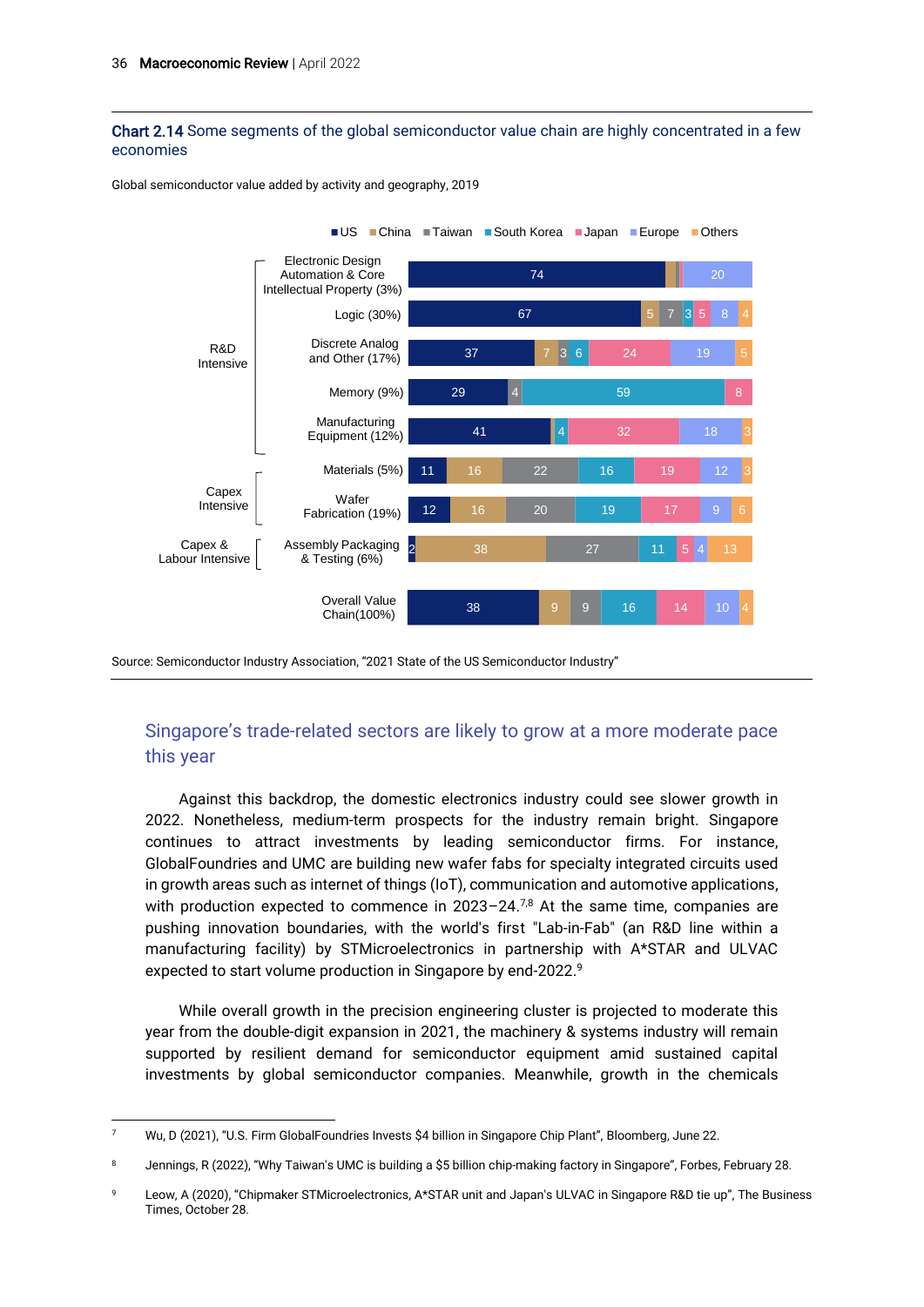**Chart 2.14** Some segments of the global semiconductor value chain are highly concentrated in a few economies

Global semiconductor value added by activity and geography, 2019

| Category | Activity | US | China | Taiwan | South Korea | Japan | Europe | Others |
|---|---|---|---|---|---|---|---|---|
| R&D Intensive | Electronic Design Automation & Core Intellectual Property (3%) | 74 | | | | | 20 | |
| | Logic (30%) | 67 | 5 | 7 | 3 | 5 | 8 | 4 |
| | Discrete Analog and Other (17%) | 37 | 7 | 3 | 6 | 24 | 19 | 5 |
| | Memory (9%) | 29 | | 4 | 59 | | | 8 |
| | Manufacturing Equipment (12%) | 41 | | | 4 | 32 | 18 | 3 |
| Capex Intensive | Materials (5%) | 11 | 16 | 22 | 16 | 19 | 12 | 3 |
| | Wafer Fabrication (19%) | 12 | 16 | 20 | 19 | 17 | 9 | 6 |
| Capex & Labour Intensive | Assembly Packaging & Testing (6%) | 2 | 38 | 27 | 11 | 5 | 4 | 13 |
| | Overall Value Chain(100%) | 38 | 9 | 9 | 16 | 14 | 10 | 4 |

Source: Semiconductor Industry Association, "2021 State of the US Semiconductor Industry"

## Singapore's trade-related sectors are likely to grow at a more moderate pace this year

Against this backdrop, the domestic electronics industry could see slower growth in 2022. Nonetheless, medium-term prospects for the industry remain bright. Singapore continues to attract investments by leading semiconductor firms. For instance, GlobalFoundries and UMC are building new wafer fabs for specialty integrated circuits used in growth areas such as internet of things (IoT), communication and automotive applications, with production expected to commence in 2023–24.[7,8] At the same time, companies are pushing innovation boundaries, with the world's first "Lab-in-Fab" (an R&D line within a manufacturing facility) by STMicroelectronics in partnership with A*STAR and ULVAC expected to start volume production in Singapore by end-2022.[9]

While overall growth in the precision engineering cluster is projected to moderate this year from the double-digit expansion in 2021, the machinery & systems industry will remain supported by resilient demand for semiconductor equipment amid sustained capital investments by global semiconductor companies. Meanwhile, growth in the chemicals

---

[7] Wu, D (2021), "U.S. Firm GlobalFoundries Invests $4 billion in Singapore Chip Plant", Bloomberg, June 22.

[8] Jennings, R (2022), "Why Taiwan's UMC is building a $5 billion chip-making factory in Singapore", Forbes, February 28.

[9] Leow, A (2020), "Chipmaker STMicroelectronics, A*STAR unit and Japan's ULVAC in Singapore R&D tie up", The Business Times, October 28.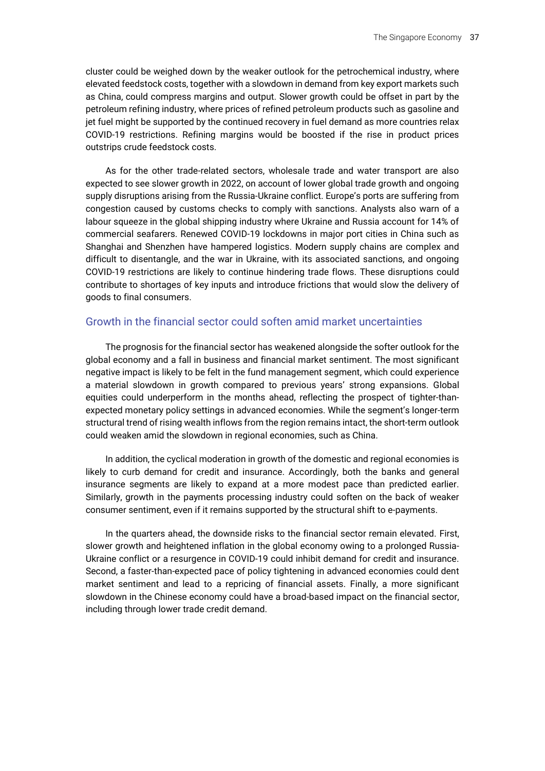cluster could be weighed down by the weaker outlook for the petrochemical industry, where elevated feedstock costs, together with a slowdown in demand from key export markets such as China, could compress margins and output. Slower growth could be offset in part by the petroleum refining industry, where prices of refined petroleum products such as gasoline and jet fuel might be supported by the continued recovery in fuel demand as more countries relax COVID-19 restrictions. Refining margins would be boosted if the rise in product prices outstrips crude feedstock costs.

As for the other trade-related sectors, wholesale trade and water transport are also expected to see slower growth in 2022, on account of lower global trade growth and ongoing supply disruptions arising from the Russia-Ukraine conflict. Europe's ports are suffering from congestion caused by customs checks to comply with sanctions. Analysts also warn of a labour squeeze in the global shipping industry where Ukraine and Russia account for 14% of commercial seafarers. Renewed COVID-19 lockdowns in major port cities in China such as Shanghai and Shenzhen have hampered logistics. Modern supply chains are complex and difficult to disentangle, and the war in Ukraine, with its associated sanctions, and ongoing COVID-19 restrictions are likely to continue hindering trade flows. These disruptions could contribute to shortages of key inputs and introduce frictions that would slow the delivery of goods to final consumers.

## Growth in the financial sector could soften amid market uncertainties

The prognosis for the financial sector has weakened alongside the softer outlook for the global economy and a fall in business and financial market sentiment. The most significant negative impact is likely to be felt in the fund management segment, which could experience a material slowdown in growth compared to previous years' strong expansions. Global equities could underperform in the months ahead, reflecting the prospect of tighter-than-expected monetary policy settings in advanced economies. While the segment's longer-term structural trend of rising wealth inflows from the region remains intact, the short-term outlook could weaken amid the slowdown in regional economies, such as China.

In addition, the cyclical moderation in growth of the domestic and regional economies is likely to curb demand for credit and insurance. Accordingly, both the banks and general insurance segments are likely to expand at a more modest pace than predicted earlier. Similarly, growth in the payments processing industry could soften on the back of weaker consumer sentiment, even if it remains supported by the structural shift to e-payments.

In the quarters ahead, the downside risks to the financial sector remain elevated. First, slower growth and heightened inflation in the global economy owing to a prolonged Russia-Ukraine conflict or a resurgence in COVID-19 could inhibit demand for credit and insurance. Second, a faster-than-expected pace of policy tightening in advanced economies could dent market sentiment and lead to a repricing of financial assets. Finally, a more significant slowdown in the Chinese economy could have a broad-based impact on the financial sector, including through lower trade credit demand.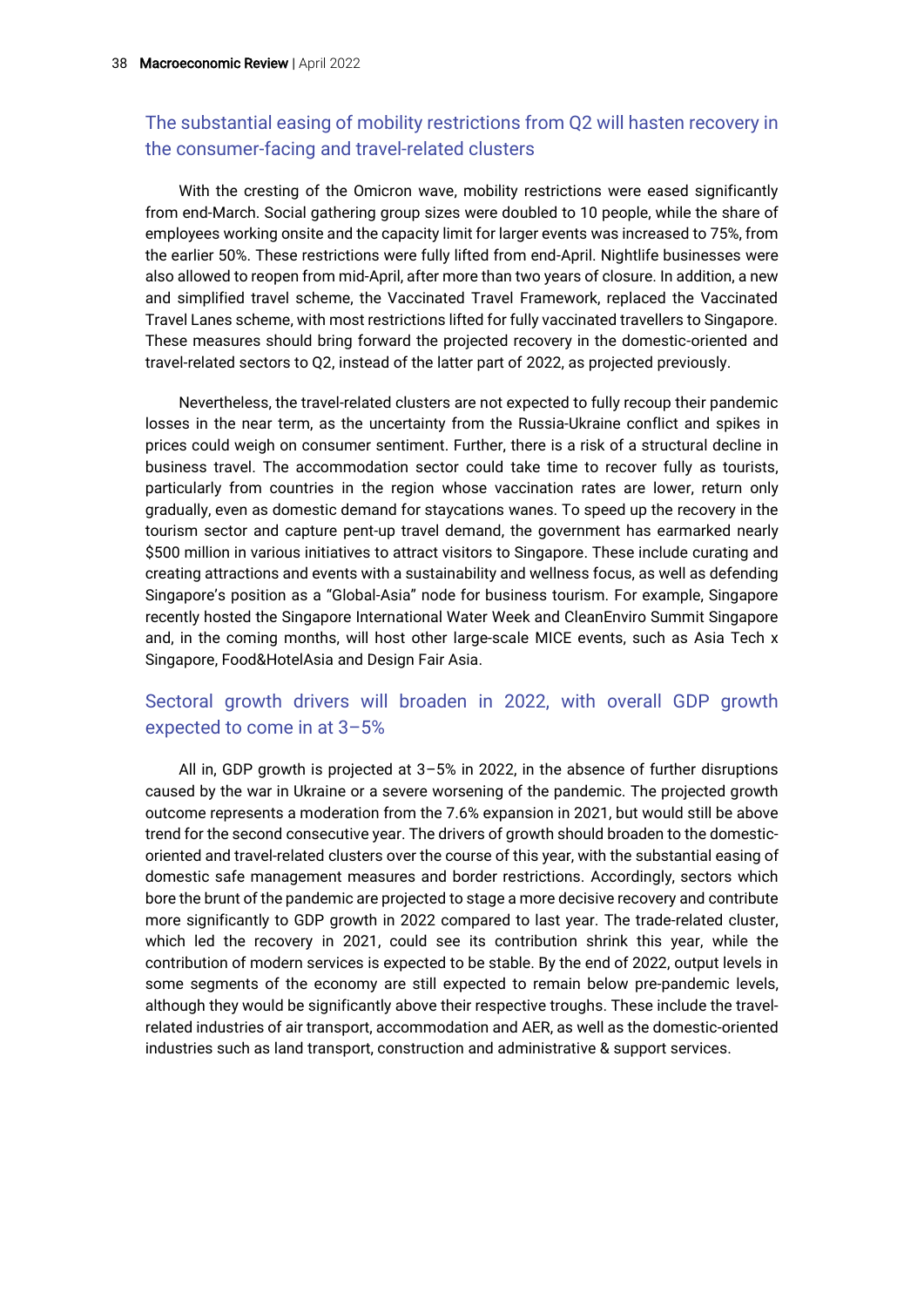## The substantial easing of mobility restrictions from Q2 will hasten recovery in the consumer-facing and travel-related clusters

With the cresting of the Omicron wave, mobility restrictions were eased significantly from end-March. Social gathering group sizes were doubled to 10 people, while the share of employees working onsite and the capacity limit for larger events was increased to 75%, from the earlier 50%. These restrictions were fully lifted from end-April. Nightlife businesses were also allowed to reopen from mid-April, after more than two years of closure. In addition, a new and simplified travel scheme, the Vaccinated Travel Framework, replaced the Vaccinated Travel Lanes scheme, with most restrictions lifted for fully vaccinated travellers to Singapore. These measures should bring forward the projected recovery in the domestic-oriented and travel-related sectors to Q2, instead of the latter part of 2022, as projected previously.

Nevertheless, the travel-related clusters are not expected to fully recoup their pandemic losses in the near term, as the uncertainty from the Russia-Ukraine conflict and spikes in prices could weigh on consumer sentiment. Further, there is a risk of a structural decline in business travel. The accommodation sector could take time to recover fully as tourists, particularly from countries in the region whose vaccination rates are lower, return only gradually, even as domestic demand for staycations wanes. To speed up the recovery in the tourism sector and capture pent-up travel demand, the government has earmarked nearly $500 million in various initiatives to attract visitors to Singapore. These include curating and creating attractions and events with a sustainability and wellness focus, as well as defending Singapore's position as a "Global-Asia" node for business tourism. For example, Singapore recently hosted the Singapore International Water Week and CleanEnviro Summit Singapore and, in the coming months, will host other large-scale MICE events, such as Asia Tech x Singapore, Food&HotelAsia and Design Fair Asia.

## Sectoral growth drivers will broaden in 2022, with overall GDP growth expected to come in at 3–5%

All in, GDP growth is projected at 3–5% in 2022, in the absence of further disruptions caused by the war in Ukraine or a severe worsening of the pandemic. The projected growth outcome represents a moderation from the 7.6% expansion in 2021, but would still be above trend for the second consecutive year. The drivers of growth should broaden to the domestic-oriented and travel-related clusters over the course of this year, with the substantial easing of domestic safe management measures and border restrictions. Accordingly, sectors which bore the brunt of the pandemic are projected to stage a more decisive recovery and contribute more significantly to GDP growth in 2022 compared to last year. The trade-related cluster, which led the recovery in 2021, could see its contribution shrink this year, while the contribution of modern services is expected to be stable. By the end of 2022, output levels in some segments of the economy are still expected to remain below pre-pandemic levels, although they would be significantly above their respective troughs. These include the travel-related industries of air transport, accommodation and AER, as well as the domestic-oriented industries such as land transport, construction and administrative & support services.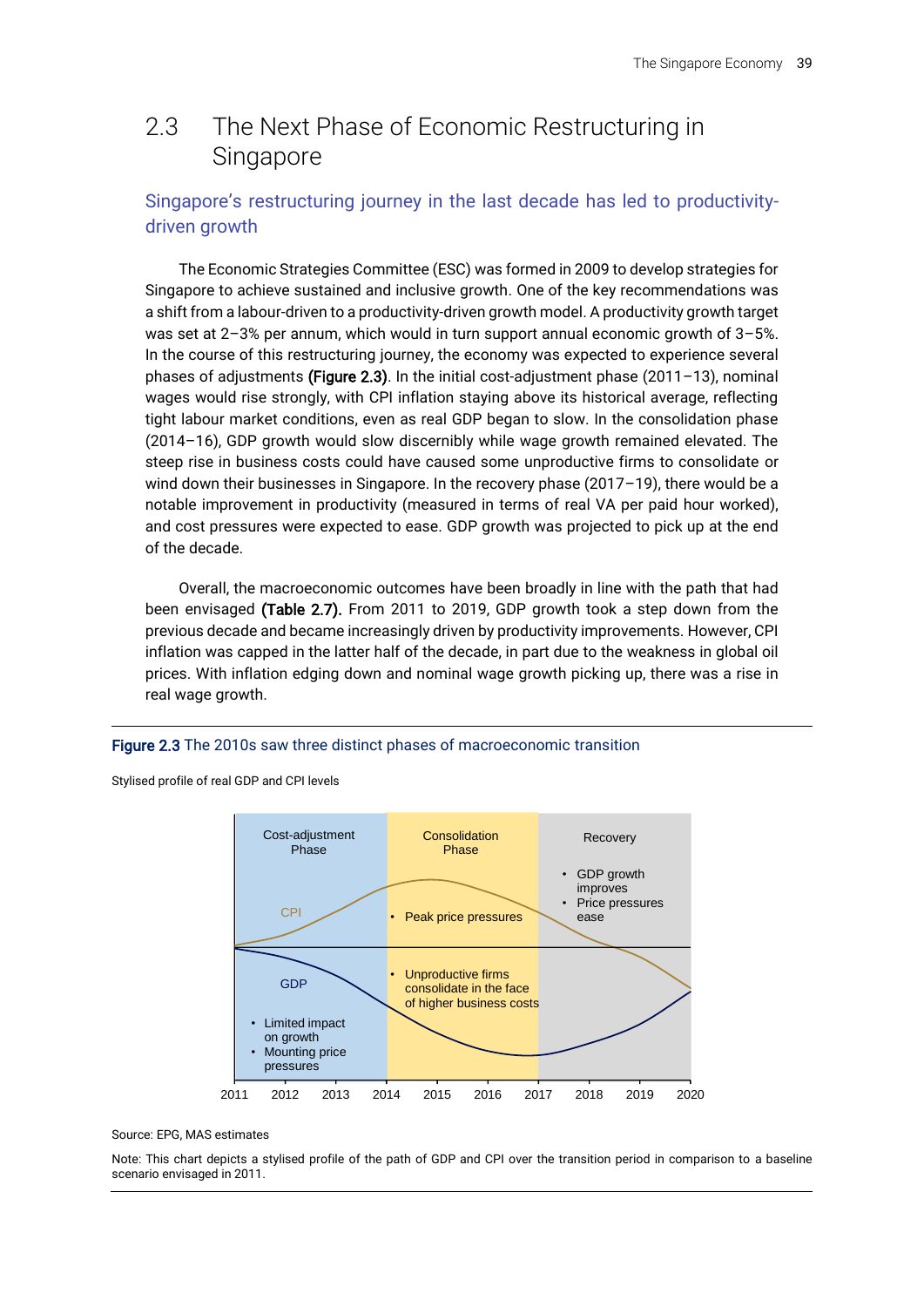## 2.3 The Next Phase of Economic Restructuring in Singapore

### Singapore's restructuring journey in the last decade has led to productivity-driven growth

The Economic Strategies Committee (ESC) was formed in 2009 to develop strategies for Singapore to achieve sustained and inclusive growth. One of the key recommendations was a shift from a labour-driven to a productivity-driven growth model. A productivity growth target was set at 2–3% per annum, which would in turn support annual economic growth of 3–5%. In the course of this restructuring journey, the economy was expected to experience several phases of adjustments **(Figure 2.3)**. In the initial cost-adjustment phase (2011–13), nominal wages would rise strongly, with CPI inflation staying above its historical average, reflecting tight labour market conditions, even as real GDP began to slow. In the consolidation phase (2014–16), GDP growth would slow discernibly while wage growth remained elevated. The steep rise in business costs could have caused some unproductive firms to consolidate or wind down their businesses in Singapore. In the recovery phase (2017–19), there would be a notable improvement in productivity (measured in terms of real VA per paid hour worked), and cost pressures were expected to ease. GDP growth was projected to pick up at the end of the decade.

Overall, the macroeconomic outcomes have been broadly in line with the path that had been envisaged **(Table 2.7).** From 2011 to 2019, GDP growth took a step down from the previous decade and became increasingly driven by productivity improvements. However, CPI inflation was capped in the latter half of the decade, in part due to the weakness in global oil prices. With inflation edging down and nominal wage growth picking up, there was a rise in real wage growth.

**Figure 2.3** The 2010s saw three distinct phases of macroeconomic transition

Stylised profile of real GDP and CPI levels

Cost-adjustment Phase (2011–2014): CPI; GDP
- Limited impact on growth
- Mounting price pressures

Consolidation Phase (2014–2017):
- Peak price pressures
- Unproductive firms consolidate in the face of higher business costs

Recovery (2017–2020):
- GDP growth improves
- Price pressures ease

Source: EPG, MAS estimates

Note: This chart depicts a stylised profile of the path of GDP and CPI over the transition period in comparison to a baseline scenario envisaged in 2011.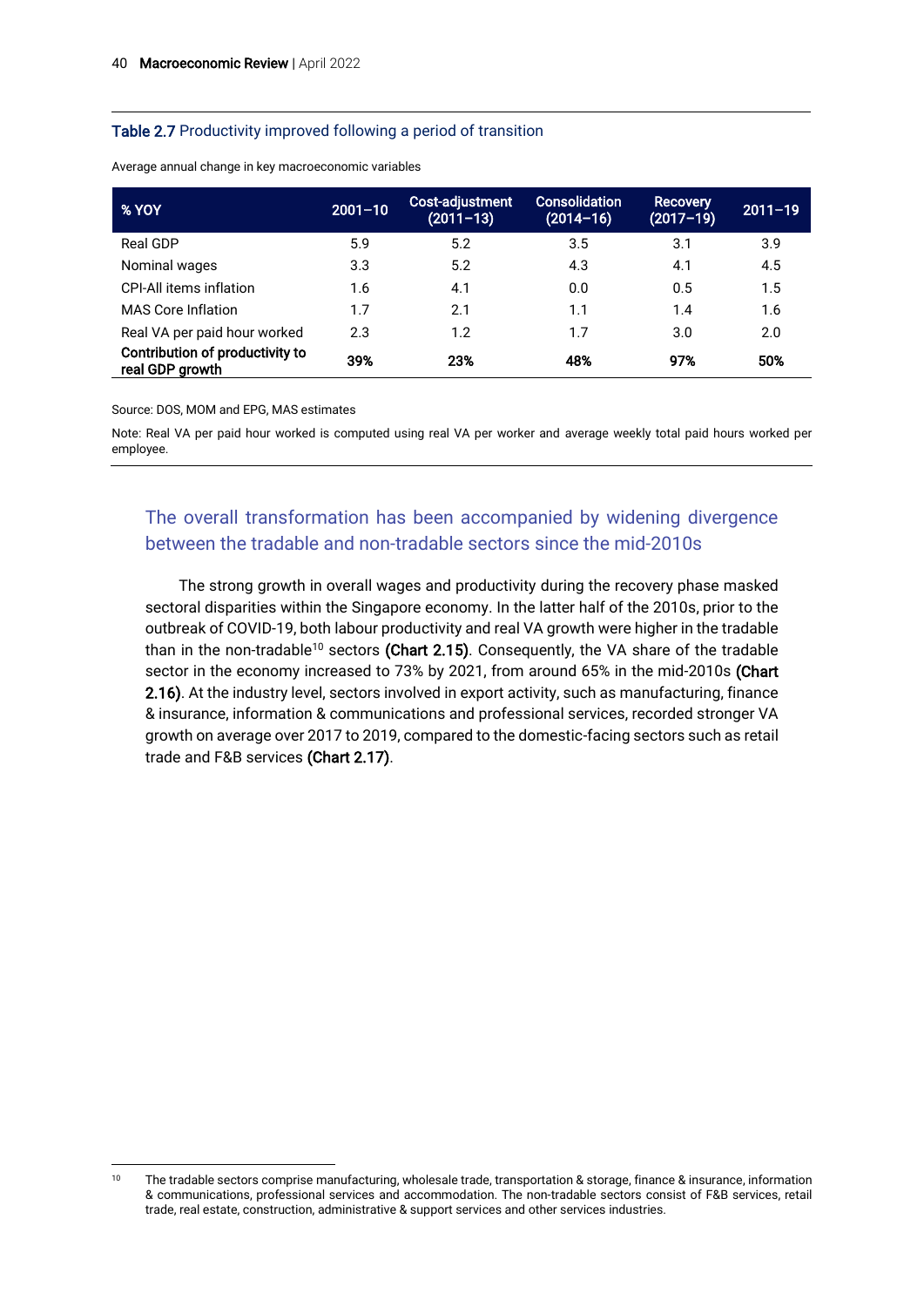**Table 2.7** Productivity improved following a period of transition

Average annual change in key macroeconomic variables

| % YOY | 2001–10 | Cost-adjustment (2011–13) | Consolidation (2014–16) | Recovery (2017–19) | 2011–19 |
|---|---|---|---|---|---|
| Real GDP | 5.9 | 5.2 | 3.5 | 3.1 | 3.9 |
| Nominal wages | 3.3 | 5.2 | 4.3 | 4.1 | 4.5 |
| CPI-All items inflation | 1.6 | 4.1 | 0.0 | 0.5 | 1.5 |
| MAS Core Inflation | 1.7 | 2.1 | 1.1 | 1.4 | 1.6 |
| Real VA per paid hour worked | 2.3 | 1.2 | 1.7 | 3.0 | 2.0 |
| **Contribution of productivity to real GDP growth** | **39%** | **23%** | **48%** | **97%** | **50%** |

Source: DOS, MOM and EPG, MAS estimates

Note: Real VA per paid hour worked is computed using real VA per worker and average weekly total paid hours worked per employee.

## The overall transformation has been accompanied by widening divergence between the tradable and non-tradable sectors since the mid-2010s

The strong growth in overall wages and productivity during the recovery phase masked sectoral disparities within the Singapore economy. In the latter half of the 2010s, prior to the outbreak of COVID-19, both labour productivity and real VA growth were higher in the tradable than in the non-tradable[10] sectors **(Chart 2.15)**. Consequently, the VA share of the tradable sector in the economy increased to 73% by 2021, from around 65% in the mid-2010s **(Chart 2.16)**. At the industry level, sectors involved in export activity, such as manufacturing, finance & insurance, information & communications and professional services, recorded stronger VA growth on average over 2017 to 2019, compared to the domestic-facing sectors such as retail trade and F&B services **(Chart 2.17)**.

[10] The tradable sectors comprise manufacturing, wholesale trade, transportation & storage, finance & insurance, information & communications, professional services and accommodation. The non-tradable sectors consist of F&B services, retail trade, real estate, construction, administrative & support services and other services industries.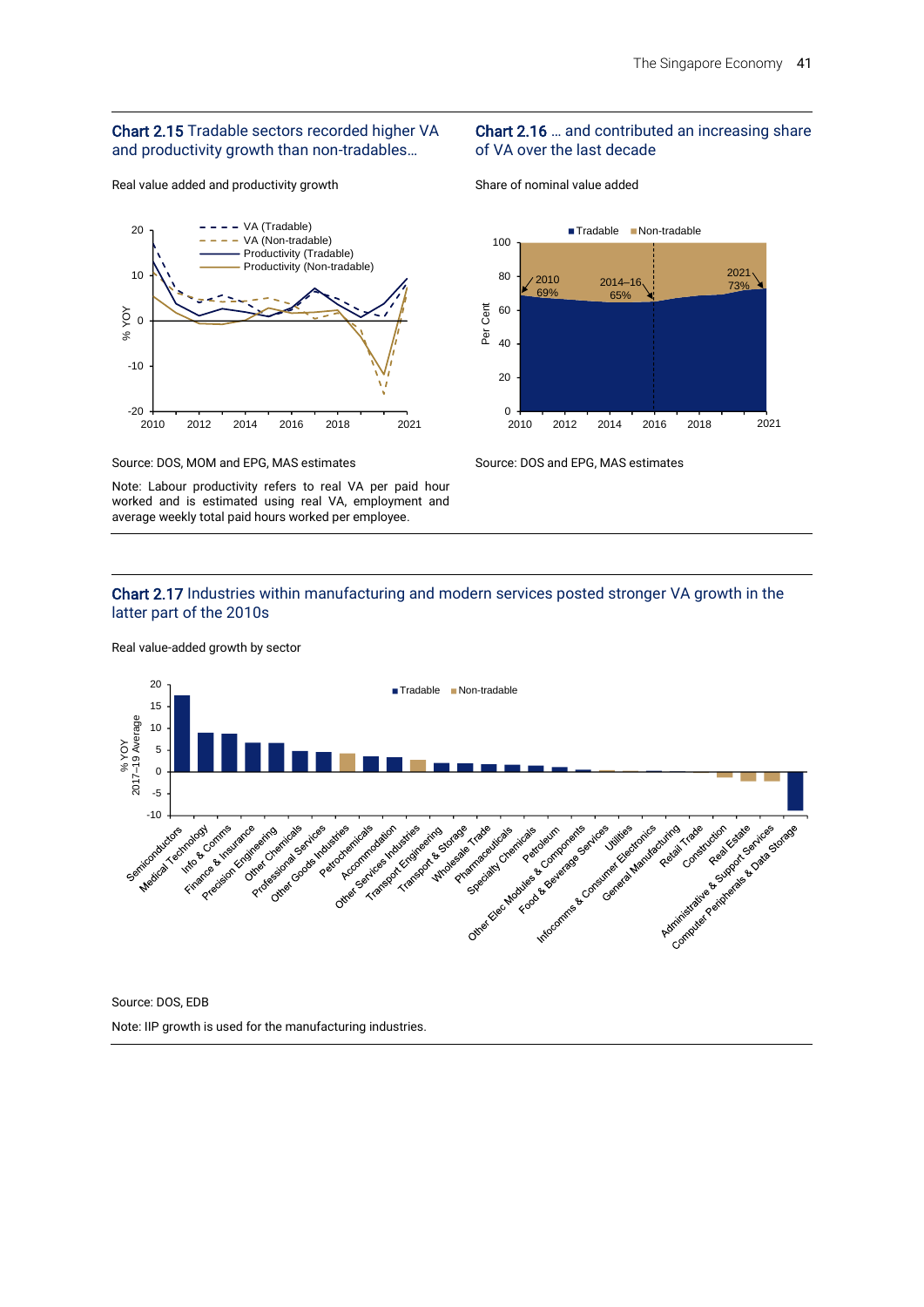**Chart 2.15** Tradable sectors recorded higher VA and productivity growth than non-tradables…

Real value added and productivity growth

Source: DOS, MOM and EPG, MAS estimates

Note: Labour productivity refers to real VA per paid hour worked and is estimated using real VA, employment and average weekly total paid hours worked per employee.

**Chart 2.16** … and contributed an increasing share of VA over the last decade

Share of nominal value added

Source: DOS and EPG, MAS estimates

**Chart 2.17** Industries within manufacturing and modern services posted stronger VA growth in the latter part of the 2010s

Real value-added growth by sector

Source: DOS, EDB

Note: IIP growth is used for the manufacturing industries.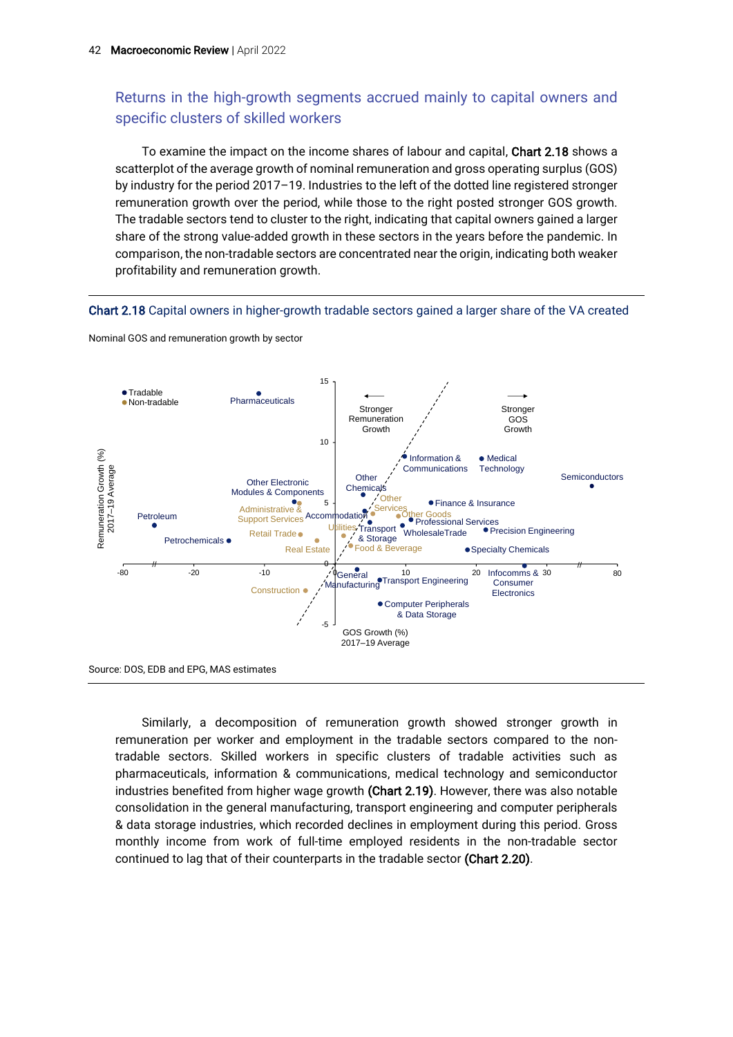## Returns in the high-growth segments accrued mainly to capital owners and specific clusters of skilled workers

To examine the impact on the income shares of labour and capital, **Chart 2.18** shows a scatterplot of the average growth of nominal remuneration and gross operating surplus (GOS) by industry for the period 2017–19. Industries to the left of the dotted line registered stronger remuneration growth over the period, while those to the right posted stronger GOS growth. The tradable sectors tend to cluster to the right, indicating that capital owners gained a larger share of the strong value-added growth in these sectors in the years before the pandemic. In comparison, the non-tradable sectors are concentrated near the origin, indicating both weaker profitability and remuneration growth.

**Chart 2.18** Capital owners in higher-growth tradable sectors gained a larger share of the VA created

Nominal GOS and remuneration growth by sector

Source: DOS, EDB and EPG, MAS estimates

Similarly, a decomposition of remuneration growth showed stronger growth in remuneration per worker and employment in the tradable sectors compared to the non-tradable sectors. Skilled workers in specific clusters of tradable activities such as pharmaceuticals, information & communications, medical technology and semiconductor industries benefited from higher wage growth **(Chart 2.19)**. However, there was also notable consolidation in the general manufacturing, transport engineering and computer peripherals & data storage industries, which recorded declines in employment during this period. Gross monthly income from work of full-time employed residents in the non-tradable sector continued to lag that of their counterparts in the tradable sector **(Chart 2.20)**.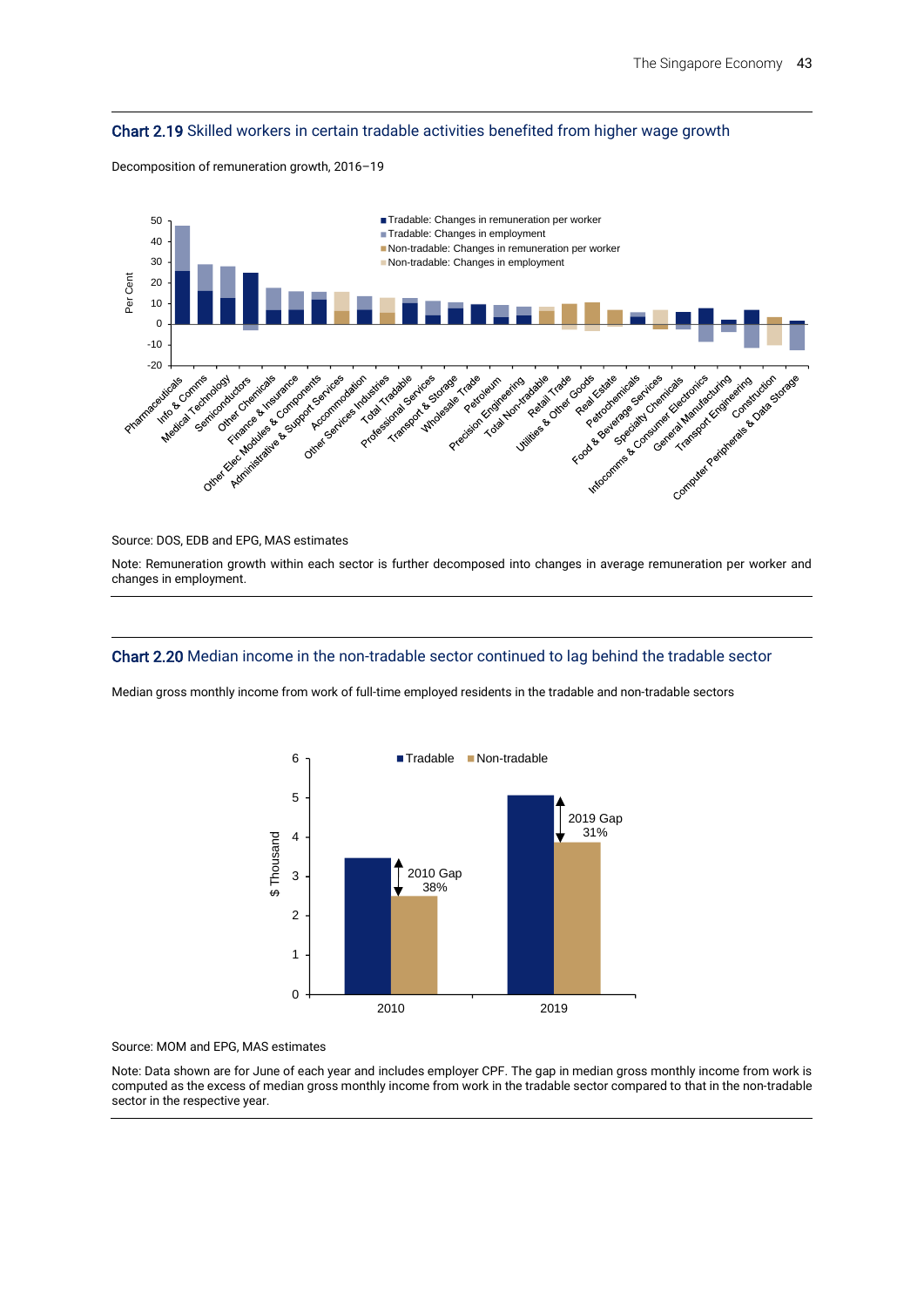### Chart 2.19 Skilled workers in certain tradable activities benefited from higher wage growth

Decomposition of remuneration growth, 2016–19

Source: DOS, EDB and EPG, MAS estimates

Note: Remuneration growth within each sector is further decomposed into changes in average remuneration per worker and changes in employment.

### Chart 2.20 Median income in the non-tradable sector continued to lag behind the tradable sector

Median gross monthly income from work of full-time employed residents in the tradable and non-tradable sectors

Source: MOM and EPG, MAS estimates

Note: Data shown are for June of each year and includes employer CPF. The gap in median gross monthly income from work is computed as the excess of median gross monthly income from work in the tradable sector compared to that in the non-tradable sector in the respective year.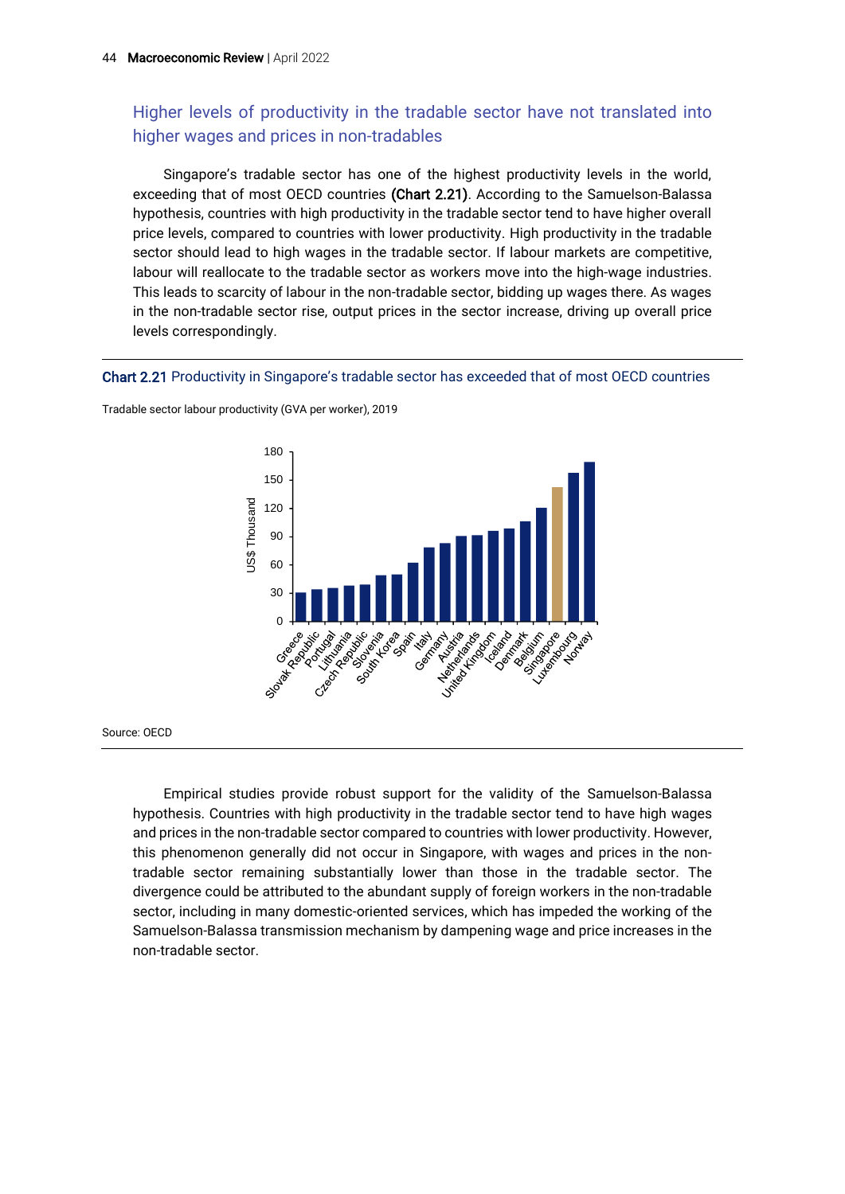## Higher levels of productivity in the tradable sector have not translated into higher wages and prices in non-tradables

Singapore's tradable sector has one of the highest productivity levels in the world, exceeding that of most OECD countries **(Chart 2.21)**. According to the Samuelson-Balassa hypothesis, countries with high productivity in the tradable sector tend to have higher overall price levels, compared to countries with lower productivity. High productivity in the tradable sector should lead to high wages in the tradable sector. If labour markets are competitive, labour will reallocate to the tradable sector as workers move into the high-wage industries. This leads to scarcity of labour in the non-tradable sector, bidding up wages there. As wages in the non-tradable sector rise, output prices in the sector increase, driving up overall price levels correspondingly.

**Chart 2.21** Productivity in Singapore's tradable sector has exceeded that of most OECD countries

Tradable sector labour productivity (GVA per worker), 2019

Source: OECD

Empirical studies provide robust support for the validity of the Samuelson-Balassa hypothesis. Countries with high productivity in the tradable sector tend to have high wages and prices in the non-tradable sector compared to countries with lower productivity. However, this phenomenon generally did not occur in Singapore, with wages and prices in the non-tradable sector remaining substantially lower than those in the tradable sector. The divergence could be attributed to the abundant supply of foreign workers in the non-tradable sector, including in many domestic-oriented services, which has impeded the working of the Samuelson-Balassa transmission mechanism by dampening wage and price increases in the non-tradable sector.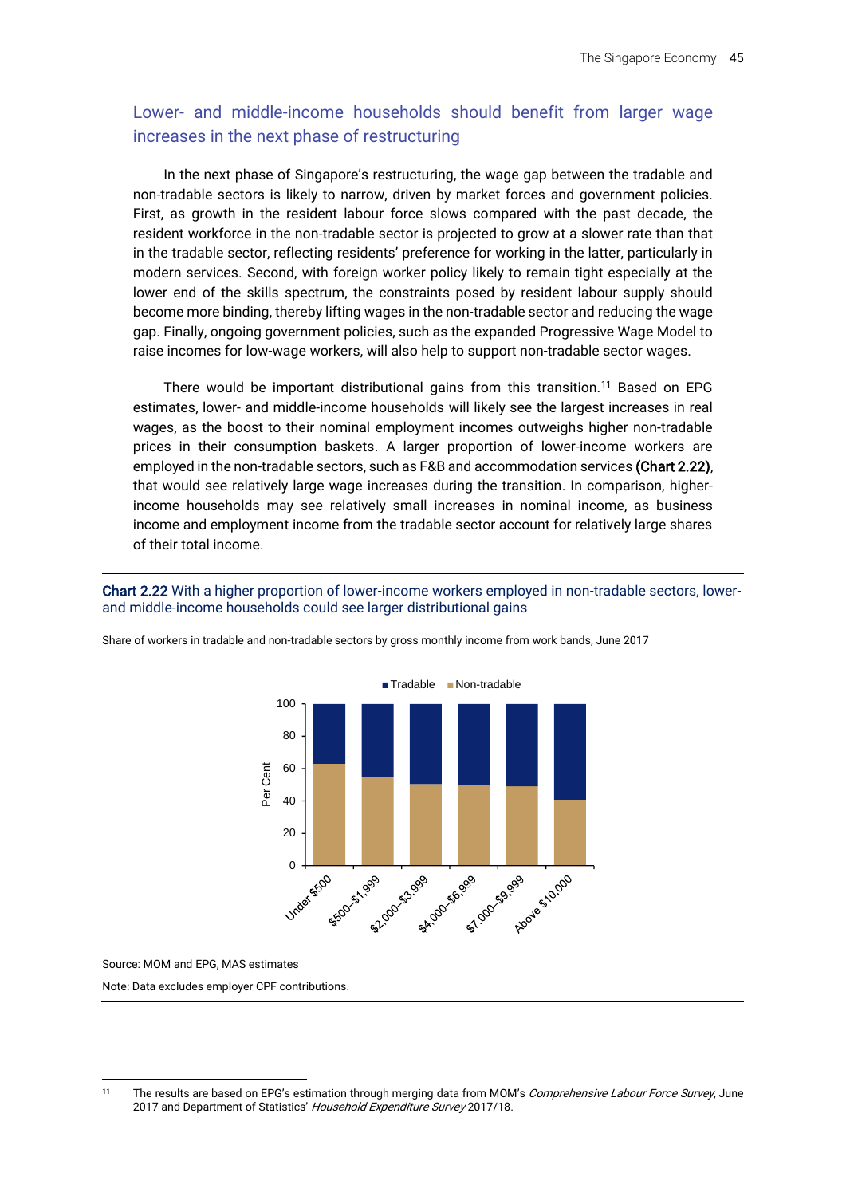## Lower- and middle-income households should benefit from larger wage increases in the next phase of restructuring

In the next phase of Singapore's restructuring, the wage gap between the tradable and non-tradable sectors is likely to narrow, driven by market forces and government policies. First, as growth in the resident labour force slows compared with the past decade, the resident workforce in the non-tradable sector is projected to grow at a slower rate than that in the tradable sector, reflecting residents' preference for working in the latter, particularly in modern services. Second, with foreign worker policy likely to remain tight especially at the lower end of the skills spectrum, the constraints posed by resident labour supply should become more binding, thereby lifting wages in the non-tradable sector and reducing the wage gap. Finally, ongoing government policies, such as the expanded Progressive Wage Model to raise incomes for low-wage workers, will also help to support non-tradable sector wages.

There would be important distributional gains from this transition.[11] Based on EPG estimates, lower- and middle-income households will likely see the largest increases in real wages, as the boost to their nominal employment incomes outweighs higher non-tradable prices in their consumption baskets. A larger proportion of lower-income workers are employed in the non-tradable sectors, such as F&B and accommodation services **(Chart 2.22)**, that would see relatively large wage increases during the transition. In comparison, higher-income households may see relatively small increases in nominal income, as business income and employment income from the tradable sector account for relatively large shares of their total income.

**Chart 2.22** With a higher proportion of lower-income workers employed in non-tradable sectors, lower- and middle-income households could see larger distributional gains

Share of workers in tradable and non-tradable sectors by gross monthly income from work bands, June 2017

Source: MOM and EPG, MAS estimates

Note: Data excludes employer CPF contributions.

---

[11] The results are based on EPG's estimation through merging data from MOM's *Comprehensive Labour Force Survey*, June 2017 and Department of Statistics' *Household Expenditure Survey* 2017/18.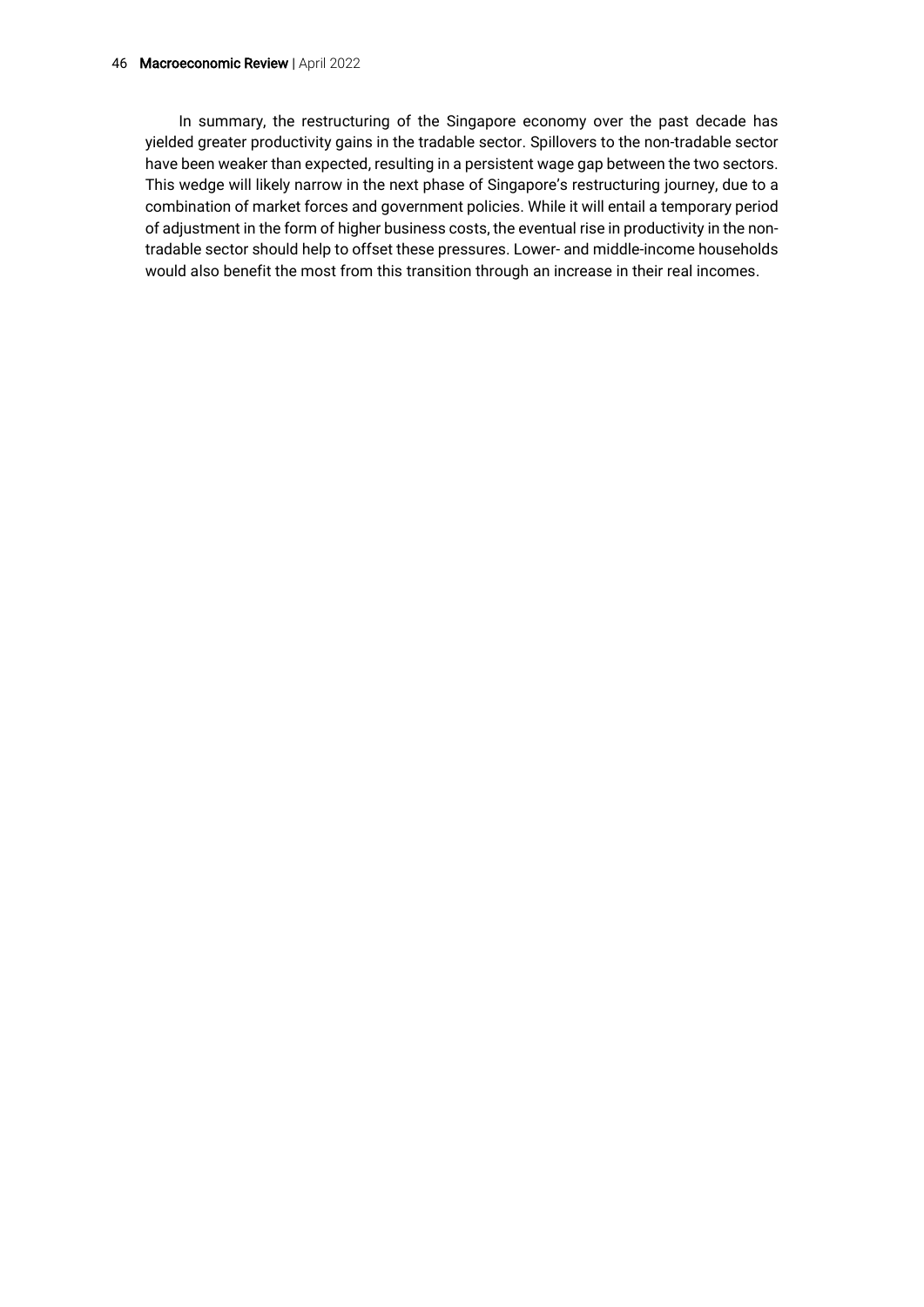In summary, the restructuring of the Singapore economy over the past decade has yielded greater productivity gains in the tradable sector. Spillovers to the non-tradable sector have been weaker than expected, resulting in a persistent wage gap between the two sectors. This wedge will likely narrow in the next phase of Singapore's restructuring journey, due to a combination of market forces and government policies. While it will entail a temporary period of adjustment in the form of higher business costs, the eventual rise in productivity in the non-tradable sector should help to offset these pressures. Lower- and middle-income households would also benefit the most from this transition through an increase in their real incomes.